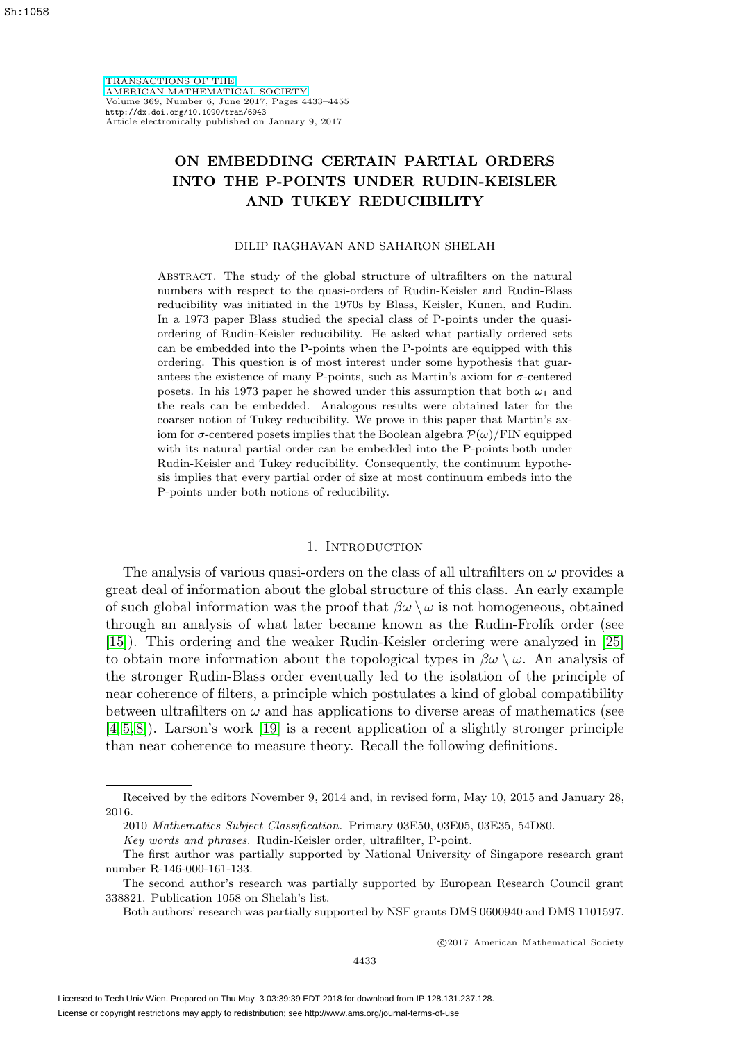# ON EMBEDDING CERTAIN PARTIAL ORDERS INTO THE P-POINTS UNDER RUDIN-KEISLER AND TUKEY REDUCIBILITY

DILIP RAGHAVAN AND SAHARON SHELAH

Abstract. The study of the global structure of ultrafilters on the natural numbers with respect to the quasi-orders of Rudin-Keisler and Rudin-Blass reducibility was initiated in the 1970s by Blass, Keisler, Kunen, and Rudin. In a 1973 paper Blass studied the special class of P-points under the quasi-ordering of Rudin-Keisler reducibility. He asked what partially ordered sets can be embedded into the P-points when the P-points are equipped with this ordering. This question is of most interest under some hypothesis that guarantees the existence of many P-points, such as Martin's axiom for $\sigma$-centered posets. In his 1973 paper he showed under this assumption that both $\omega_1$ and the reals can be embedded. Analogous results were obtained later for the coarser notion of Tukey reducibility. We prove in this paper that Martin's axiom for $\sigma$-centered posets implies that the Boolean algebra $\mathcal{P}(\omega)/\mathrm{FIN}$ equipped with its natural partial order can be embedded into the P-points both under Rudin-Keisler and Tukey reducibility. Consequently, the continuum hypothesis implies that every partial order of size at most continuum embeds into the P-points under both notions of reducibility.

## 1. Introduction

The analysis of various quasi-orders on the class of all ultrafilters on $\omega$ provides a great deal of information about the global structure of this class. An early example of such global information was the proof that $\beta\omega \setminus \omega$ is not homogeneous, obtained through an analysis of what later became known as the Rudin-Frolík order (see [15]). This ordering and the weaker Rudin-Keisler ordering were analyzed in [25] to obtain more information about the topological types in $\beta\omega \setminus \omega$. An analysis of the stronger Rudin-Blass order eventually led to the isolation of the principle of near coherence of filters, a principle which postulates a kind of global compatibility between ultrafilters on $\omega$ and has applications to diverse areas of mathematics (see [4, 5, 8]). Larson's work [19] is a recent application of a slightly stronger principle than near coherence to measure theory. Recall the following definitions.

---

Received by the editors November 9, 2014 and, in revised form, May 10, 2015 and January 28, 2016.

2010 *Mathematics Subject Classification.* Primary 03E50, 03E05, 03E35, 54D80.

*Key words and phrases.* Rudin-Keisler order, ultrafilter, P-point.

The first author was partially supported by National University of Singapore research grant number R-146-000-161-133.

The second author's research was partially supported by European Research Council grant 338821. Publication 1058 on Shelah's list.

Both authors' research was partially supported by NSF grants DMS 0600940 and DMS 1101597.

©2017 American Mathematical Society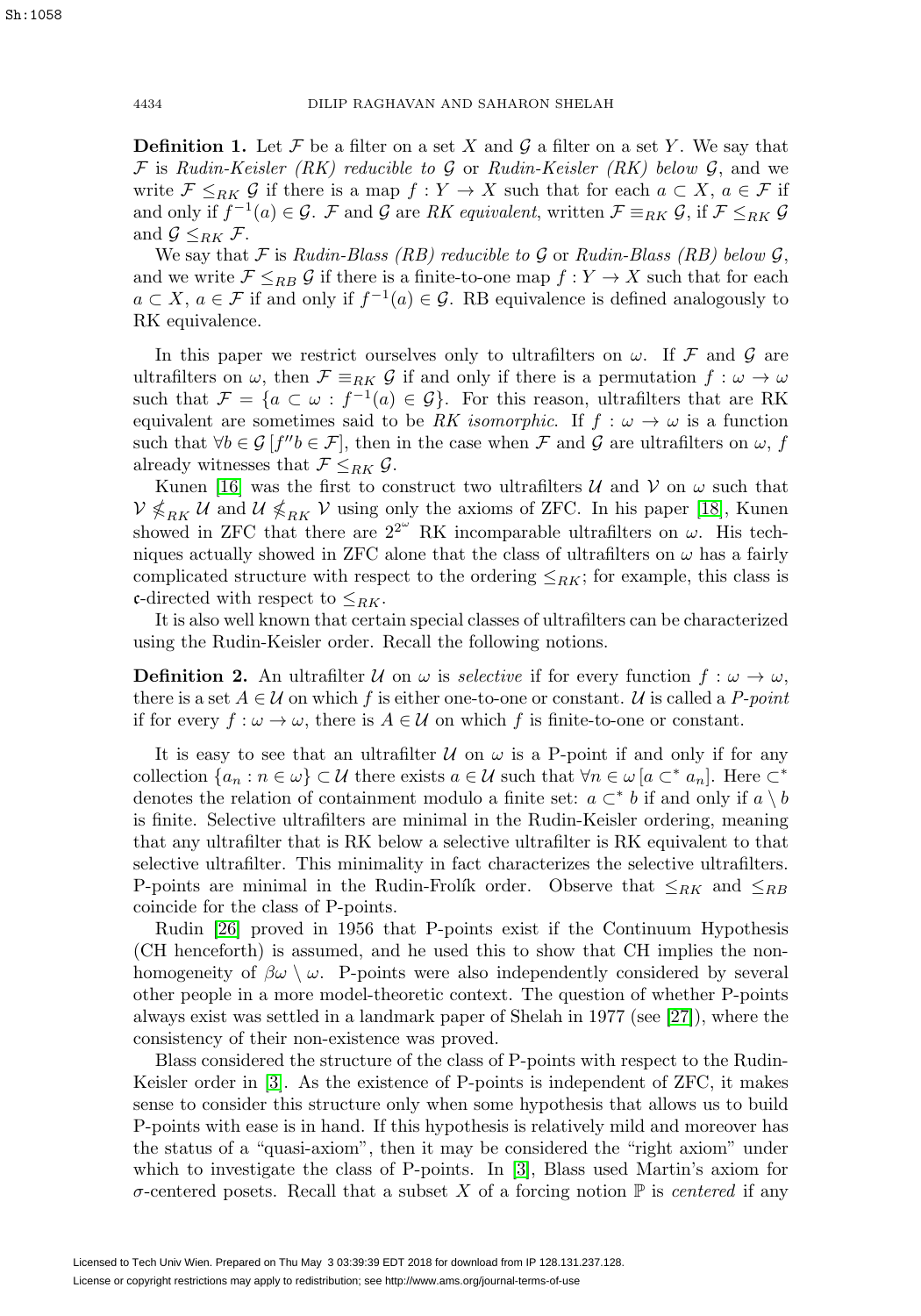**Definition 1.** Let $\mathcal{F}$ be a filter on a set $X$ and $\mathcal{G}$ a filter on a set $Y$. We say that $\mathcal{F}$ is *Rudin-Keisler (RK) reducible to* $\mathcal{G}$ or *Rudin-Keisler (RK) below* $\mathcal{G}$, and we write $\mathcal{F} \leq_{RK} \mathcal{G}$ if there is a map $f : Y \to X$ such that for each $a \subset X$, $a \in \mathcal{F}$ if and only if $f^{-1}(a) \in \mathcal{G}$. $\mathcal{F}$ and $\mathcal{G}$ are *RK equivalent*, written $\mathcal{F} \equiv_{RK} \mathcal{G}$, if $\mathcal{F} \leq_{RK} \mathcal{G}$ and $\mathcal{G} \leq_{RK} \mathcal{F}$.

We say that $\mathcal{F}$ is *Rudin-Blass (RB) reducible to* $\mathcal{G}$ or *Rudin-Blass (RB) below* $\mathcal{G}$, and we write $\mathcal{F} \leq_{RB} \mathcal{G}$ if there is a finite-to-one map $f : Y \to X$ such that for each $a \subset X$, $a \in \mathcal{F}$ if and only if $f^{-1}(a) \in \mathcal{G}$. RB equivalence is defined analogously to RK equivalence.

In this paper we restrict ourselves only to ultrafilters on $\omega$. If $\mathcal{F}$ and $\mathcal{G}$ are ultrafilters on $\omega$, then $\mathcal{F} \equiv_{RK} \mathcal{G}$ if and only if there is a permutation $f : \omega \to \omega$ such that $\mathcal{F} = \{a \subset \omega : f^{-1}(a) \in \mathcal{G}\}$. For this reason, ultrafilters that are RK equivalent are sometimes said to be *RK isomorphic*. If $f : \omega \to \omega$ is a function such that $\forall b \in \mathcal{G}\,[f''b \in \mathcal{F}]$, then in the case when $\mathcal{F}$ and $\mathcal{G}$ are ultrafilters on $\omega$, $f$ already witnesses that $\mathcal{F} \leq_{RK} \mathcal{G}$.

Kunen [16] was the first to construct two ultrafilters $\mathcal{U}$ and $\mathcal{V}$ on $\omega$ such that $\mathcal{V} \not\leq_{RK} \mathcal{U}$ and $\mathcal{U} \not\leq_{RK} \mathcal{V}$ using only the axioms of ZFC. In his paper [18], Kunen showed in ZFC that there are $2^{2^\omega}$ RK incomparable ultrafilters on $\omega$. His techniques actually showed in ZFC alone that the class of ultrafilters on $\omega$ has a fairly complicated structure with respect to the ordering $\leq_{RK}$; for example, this class is $\mathfrak{c}$-directed with respect to $\leq_{RK}$.

It is also well known that certain special classes of ultrafilters can be characterized using the Rudin-Keisler order. Recall the following notions.

**Definition 2.** An ultrafilter $\mathcal{U}$ on $\omega$ is *selective* if for every function $f : \omega \to \omega$, there is a set $A \in \mathcal{U}$ on which $f$ is either one-to-one or constant. $\mathcal{U}$ is called a *P-point* if for every $f : \omega \to \omega$, there is $A \in \mathcal{U}$ on which $f$ is finite-to-one or constant.

It is easy to see that an ultrafilter $\mathcal{U}$ on $\omega$ is a P-point if and only if for any collection $\{a_n : n \in \omega\} \subset \mathcal{U}$ there exists $a \in \mathcal{U}$ such that $\forall n \in \omega\,[a \subset^* a_n]$. Here $\subset^*$ denotes the relation of containment modulo a finite set: $a \subset^* b$ if and only if $a \setminus b$ is finite. Selective ultrafilters are minimal in the Rudin-Keisler ordering, meaning that any ultrafilter that is RK below a selective ultrafilter is RK equivalent to that selective ultrafilter. This minimality in fact characterizes the selective ultrafilters. P-points are minimal in the Rudin-Frolík order. Observe that $\leq_{RK}$ and $\leq_{RB}$ coincide for the class of P-points.

Rudin [26] proved in 1956 that P-points exist if the Continuum Hypothesis (CH henceforth) is assumed, and he used this to show that CH implies the non-homogeneity of $\beta\omega \setminus \omega$. P-points were also independently considered by several other people in a more model-theoretic context. The question of whether P-points always exist was settled in a landmark paper of Shelah in 1977 (see [27]), where the consistency of their non-existence was proved.

Blass considered the structure of the class of P-points with respect to the Rudin-Keisler order in [3]. As the existence of P-points is independent of ZFC, it makes sense to consider this structure only when some hypothesis that allows us to build P-points with ease is in hand. If this hypothesis is relatively mild and moreover has the status of a "quasi-axiom", then it may be considered the "right axiom" under which to investigate the class of P-points. In [3], Blass used Martin's axiom for $\sigma$-centered posets. Recall that a subset $X$ of a forcing notion $\mathbb{P}$ is *centered* if any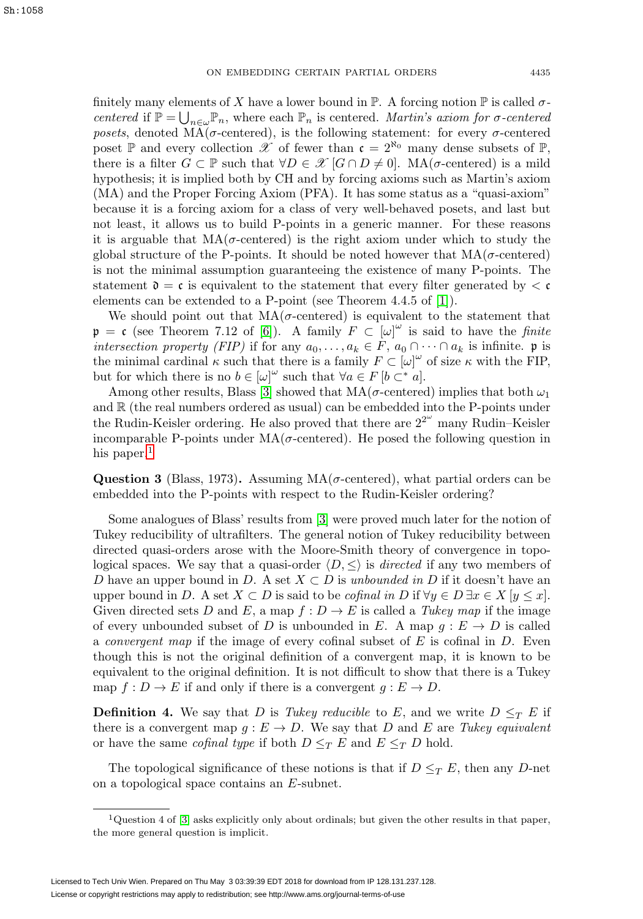finitely many elements of $X$ have a lower bound in $\mathbb{P}$. A forcing notion $\mathbb{P}$ is called *$\sigma$-centered* if $\mathbb{P} = \bigcup_{n\in\omega}\mathbb{P}_n$, where each $\mathbb{P}_n$ is centered. *Martin's axiom for $\sigma$-centered posets*, denoted MA($\sigma$-centered), is the following statement: for every $\sigma$-centered poset $\mathbb{P}$ and every collection $\mathscr{X}$ of fewer than $\mathfrak{c} = 2^{\aleph_0}$ many dense subsets of $\mathbb{P}$, there is a filter $G \subset \mathbb{P}$ such that $\forall D \in \mathscr{X}\, [G \cap D \neq 0]$. MA($\sigma$-centered) is a mild hypothesis; it is implied both by CH and by forcing axioms such as Martin's axiom (MA) and the Proper Forcing Axiom (PFA). It has some status as a "quasi-axiom" because it is a forcing axiom for a class of very well-behaved posets, and last but not least, it allows us to build P-points in a generic manner. For these reasons it is arguable that MA($\sigma$-centered) is the right axiom under which to study the global structure of the P-points. It should be noted however that MA($\sigma$-centered) is not the minimal assumption guaranteeing the existence of many P-points. The statement $\mathfrak{d} = \mathfrak{c}$ is equivalent to the statement that every filter generated by $< \mathfrak{c}$ elements can be extended to a P-point (see Theorem 4.4.5 of [1]).

We should point out that MA($\sigma$-centered) is equivalent to the statement that $\mathfrak{p} = \mathfrak{c}$ (see Theorem 7.12 of [6]). A family $F \subset [\omega]^{\omega}$ is said to have the *finite intersection property (FIP)* if for any $a_0, \ldots, a_k \in F$, $a_0 \cap \cdots \cap a_k$ is infinite. $\mathfrak{p}$ is the minimal cardinal $\kappa$ such that there is a family $F \subset [\omega]^{\omega}$ of size $\kappa$ with the FIP, but for which there is no $b \in [\omega]^{\omega}$ such that $\forall a \in F\, [b \subset^* a]$.

Among other results, Blass [3] showed that MA($\sigma$-centered) implies that both $\omega_1$ and $\mathbb{R}$ (the real numbers ordered as usual) can be embedded into the P-points under the Rudin-Keisler ordering. He also proved that there are $2^{2^{\omega}}$ many Rudin–Keisler incomparable P-points under MA($\sigma$-centered). He posed the following question in his paper.[1]

**Question 3** (Blass, 1973)**.** Assuming MA($\sigma$-centered), what partial orders can be embedded into the P-points with respect to the Rudin-Keisler ordering?

Some analogues of Blass' results from [3] were proved much later for the notion of Tukey reducibility of ultrafilters. The general notion of Tukey reducibility between directed quasi-orders arose with the Moore-Smith theory of convergence in topological spaces. We say that a quasi-order $\langle D, \leq\rangle$ is *directed* if any two members of $D$ have an upper bound in $D$. A set $X \subset D$ is *unbounded in* $D$ if it doesn't have an upper bound in $D$. A set $X \subset D$ is said to be *cofinal in* $D$ if $\forall y \in D\, \exists x \in X\, [y \leq x]$. Given directed sets $D$ and $E$, a map $f : D \to E$ is called a *Tukey map* if the image of every unbounded subset of $D$ is unbounded in $E$. A map $g : E \to D$ is called a *convergent map* if the image of every cofinal subset of $E$ is cofinal in $D$. Even though this is not the original definition of a convergent map, it is known to be equivalent to the original definition. It is not difficult to show that there is a Tukey map $f : D \to E$ if and only if there is a convergent $g : E \to D$.

**Definition 4.** We say that $D$ is *Tukey reducible* to $E$, and we write $D \leq_T E$ if there is a convergent map $g : E \to D$. We say that $D$ and $E$ are *Tukey equivalent* or have the same *cofinal type* if both $D \leq_T E$ and $E \leq_T D$ hold.

The topological significance of these notions is that if $D \leq_T E$, then any $D$-net on a topological space contains an $E$-subnet.

[1] Question 4 of [3] asks explicitly only about ordinals; but given the other results in that paper, the more general question is implicit.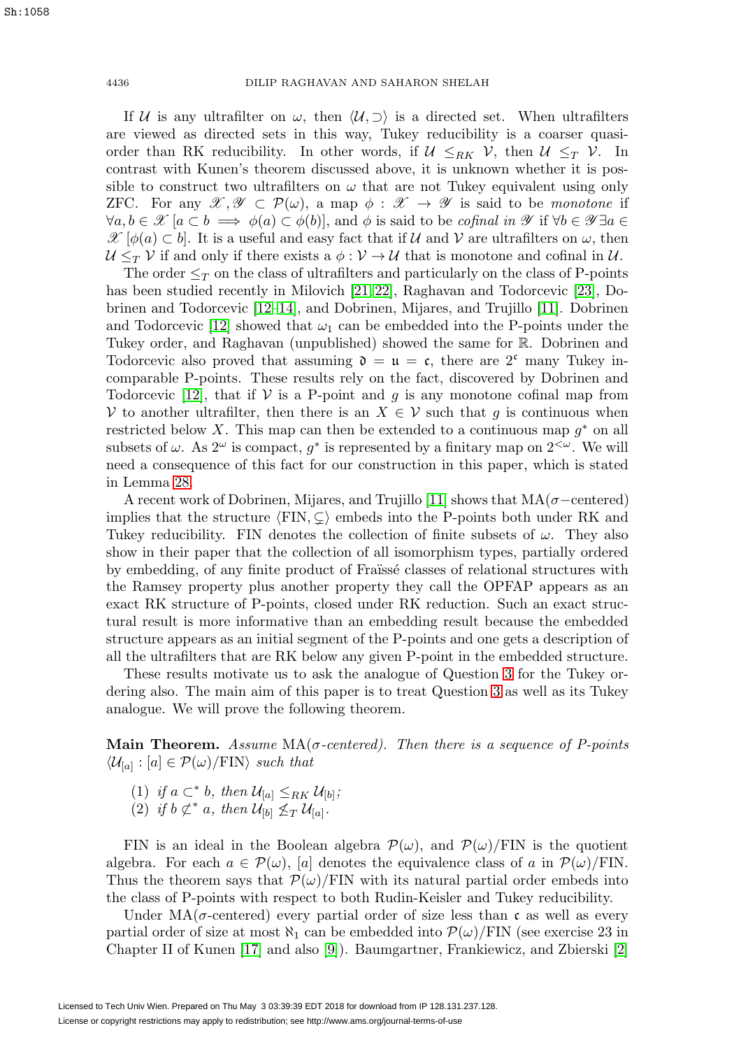If $\mathcal{U}$ is any ultrafilter on $\omega$, then $\langle \mathcal{U}, \supset \rangle$ is a directed set. When ultrafilters are viewed as directed sets in this way, Tukey reducibility is a coarser quasi-order than RK reducibility. In other words, if $\mathcal{U} \leq_{RK} \mathcal{V}$, then $\mathcal{U} \leq_T \mathcal{V}$. In contrast with Kunen's theorem discussed above, it is unknown whether it is possible to construct two ultrafilters on $\omega$ that are not Tukey equivalent using only ZFC. For any $\mathscr{X}, \mathscr{Y} \subset \mathcal{P}(\omega)$, a map $\phi : \mathscr{X} \to \mathscr{Y}$ is said to be *monotone* if $\forall a, b \in \mathscr{X} \, [a \subset b \implies \phi(a) \subset \phi(b)]$, and $\phi$ is said to be *cofinal in* $\mathscr{Y}$ if $\forall b \in \mathscr{Y} \exists a \in \mathscr{X} \, [\phi(a) \subset b]$. It is a useful and easy fact that if $\mathcal{U}$ and $\mathcal{V}$ are ultrafilters on $\omega$, then $\mathcal{U} \leq_T \mathcal{V}$ if and only if there exists a $\phi : \mathcal{V} \to \mathcal{U}$ that is monotone and cofinal in $\mathcal{U}$.

The order $\leq_T$ on the class of ultrafilters and particularly on the class of P-points has been studied recently in Milovich [21, 22], Raghavan and Todorcevic [23], Dobrinen and Todorcevic [12–14], and Dobrinen, Mijares, and Trujillo [11]. Dobrinen and Todorcevic [12] showed that $\omega_1$ can be embedded into the P-points under the Tukey order, and Raghavan (unpublished) showed the same for $\mathbb{R}$. Dobrinen and Todorcevic also proved that assuming $\mathfrak{d} = \mathfrak{u} = \mathfrak{c}$, there are $2^{\mathfrak{c}}$ many Tukey incomparable P-points. These results rely on the fact, discovered by Dobrinen and Todorcevic [12], that if $\mathcal{V}$ is a P-point and $g$ is any monotone cofinal map from $\mathcal{V}$ to another ultrafilter, then there is an $X \in \mathcal{V}$ such that $g$ is continuous when restricted below $X$. This map can then be extended to a continuous map $g^*$ on all subsets of $\omega$. As $2^{\omega}$ is compact, $g^*$ is represented by a finitary map on $2^{<\omega}$. We will need a consequence of this fact for our construction in this paper, which is stated in Lemma 28.

A recent work of Dobrinen, Mijares, and Trujillo [11] shows that MA($\sigma-$centered) implies that the structure $\langle \text{FIN}, \subsetneq \rangle$ embeds into the P-points both under RK and Tukey reducibility. FIN denotes the collection of finite subsets of $\omega$. They also show in their paper that the collection of all isomorphism types, partially ordered by embedding, of any finite product of Fraïssé classes of relational structures with the Ramsey property plus another property they call the OPFAP appears as an exact RK structure of P-points, closed under RK reduction. Such an exact structural result is more informative than an embedding result because the embedded structure appears as an initial segment of the P-points and one gets a description of all the ultrafilters that are RK below any given P-point in the embedded structure.

These results motivate us to ask the analogue of Question 3 for the Tukey ordering also. The main aim of this paper is to treat Question 3 as well as its Tukey analogue. We will prove the following theorem.

**Main Theorem.** *Assume* MA($\sigma$*-centered*)*. Then there is a sequence of P-points* $\langle \mathcal{U}_{[a]} : [a] \in \mathcal{P}(\omega)/\text{FIN} \rangle$ *such that*

(1) *if* $a \subset^* b$*, then* $\mathcal{U}_{[a]} \leq_{RK} \mathcal{U}_{[b]}$*;*
(2) *if* $b \not\subset^* a$*, then* $\mathcal{U}_{[b]} \not\leq_T \mathcal{U}_{[a]}$*.*

FIN is an ideal in the Boolean algebra $\mathcal{P}(\omega)$, and $\mathcal{P}(\omega)/\text{FIN}$ is the quotient algebra. For each $a \in \mathcal{P}(\omega)$, $[a]$ denotes the equivalence class of $a$ in $\mathcal{P}(\omega)/\text{FIN}$. Thus the theorem says that $\mathcal{P}(\omega)/\text{FIN}$ with its natural partial order embeds into the class of P-points with respect to both Rudin-Keisler and Tukey reducibility.

Under MA($\sigma$-centered) every partial order of size less than $\mathfrak{c}$ as well as every partial order of size at most $\aleph_1$ can be embedded into $\mathcal{P}(\omega)/\text{FIN}$ (see exercise 23 in Chapter II of Kunen [17] and also [9]). Baumgartner, Frankiewicz, and Zbierski [2]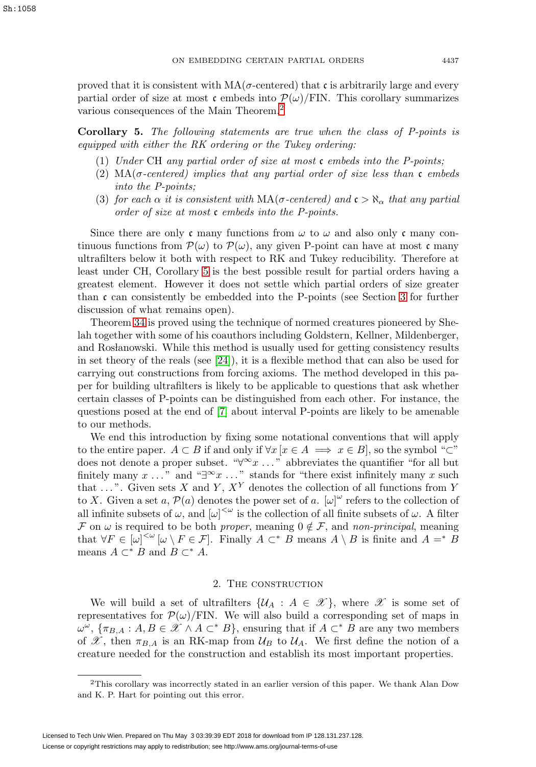proved that it is consistent with MA($\sigma$-centered) that $\mathfrak{c}$ is arbitrarily large and every partial order of size at most $\mathfrak{c}$ embeds into $\mathcal{P}(\omega)/\mathrm{FIN}$. This corollary summarizes various consequences of the Main Theorem.[2]

**Corollary 5.** *The following statements are true when the class of P-points is equipped with either the RK ordering or the Tukey ordering:*

1. *Under* CH *any partial order of size at most $\mathfrak{c}$ embeds into the P-points;*
2. MA*($\sigma$-centered) implies that any partial order of size less than $\mathfrak{c}$ embeds into the P-points;*
3. *for each $\alpha$ it is consistent with* MA*($\sigma$-centered) and $\mathfrak{c} > \aleph_\alpha$ that any partial order of size at most $\mathfrak{c}$ embeds into the P-points.*

Since there are only $\mathfrak{c}$ many functions from $\omega$ to $\omega$ and also only $\mathfrak{c}$ many continuous functions from $\mathcal{P}(\omega)$ to $\mathcal{P}(\omega)$, any given P-point can have at most $\mathfrak{c}$ many ultrafilters below it both with respect to RK and Tukey reducibility. Therefore at least under CH, Corollary 5 is the best possible result for partial orders having a greatest element. However it does not settle which partial orders of size greater than $\mathfrak{c}$ can consistently be embedded into the P-points (see Section 3 for further discussion of what remains open).

Theorem 34 is proved using the technique of normed creatures pioneered by Shelah together with some of his coauthors including Goldstern, Kellner, Mildenberger, and Rosłanowski. While this method is usually used for getting consistency results in set theory of the reals (see [24]), it is a flexible method that can also be used for carrying out constructions from forcing axioms. The method developed in this paper for building ultrafilters is likely to be applicable to questions that ask whether certain classes of P-points can be distinguished from each other. For instance, the questions posed at the end of [7] about interval P-points are likely to be amenable to our methods.

We end this introduction by fixing some notational conventions that will apply to the entire paper. $A \subset B$ if and only if $\forall x\, [x \in A \implies x \in B]$, so the symbol "$\subset$" does not denote a proper subset. "$\forall^\infty x \ldots$" abbreviates the quantifier "for all but finitely many $x \ldots$" and "$\exists^\infty x \ldots$" stands for "there exist infinitely many $x$ such that $\ldots$". Given sets $X$ and $Y$, $X^Y$ denotes the collection of all functions from $Y$ to $X$. Given a set $a$, $\mathcal{P}(a)$ denotes the power set of $a$. $[\omega]^\omega$ refers to the collection of all infinite subsets of $\omega$, and $[\omega]^{<\omega}$ is the collection of all finite subsets of $\omega$. A filter $\mathcal{F}$ on $\omega$ is required to be both *proper*, meaning $0 \notin \mathcal{F}$, and *non-principal*, meaning that $\forall F \in [\omega]^{<\omega}\, [\omega \setminus F \in \mathcal{F}]$. Finally $A \subset^* B$ means $A \setminus B$ is finite and $A =^* B$ means $A \subset^* B$ and $B \subset^* A$.

## 2. The construction

We will build a set of ultrafilters $\{\mathcal{U}_A : A \in \mathscr{X}\}$, where $\mathscr{X}$ is some set of representatives for $\mathcal{P}(\omega)/\mathrm{FIN}$. We will also build a corresponding set of maps in $\omega^\omega$, $\{\pi_{B,A} : A, B \in \mathscr{X} \wedge A \subset^* B\}$, ensuring that if $A \subset^* B$ are any two members of $\mathscr{X}$, then $\pi_{B,A}$ is an RK-map from $\mathcal{U}_B$ to $\mathcal{U}_A$. We first define the notion of a creature needed for the construction and establish its most important properties.

[2] This corollary was incorrectly stated in an earlier version of this paper. We thank Alan Dow and K. P. Hart for pointing out this error.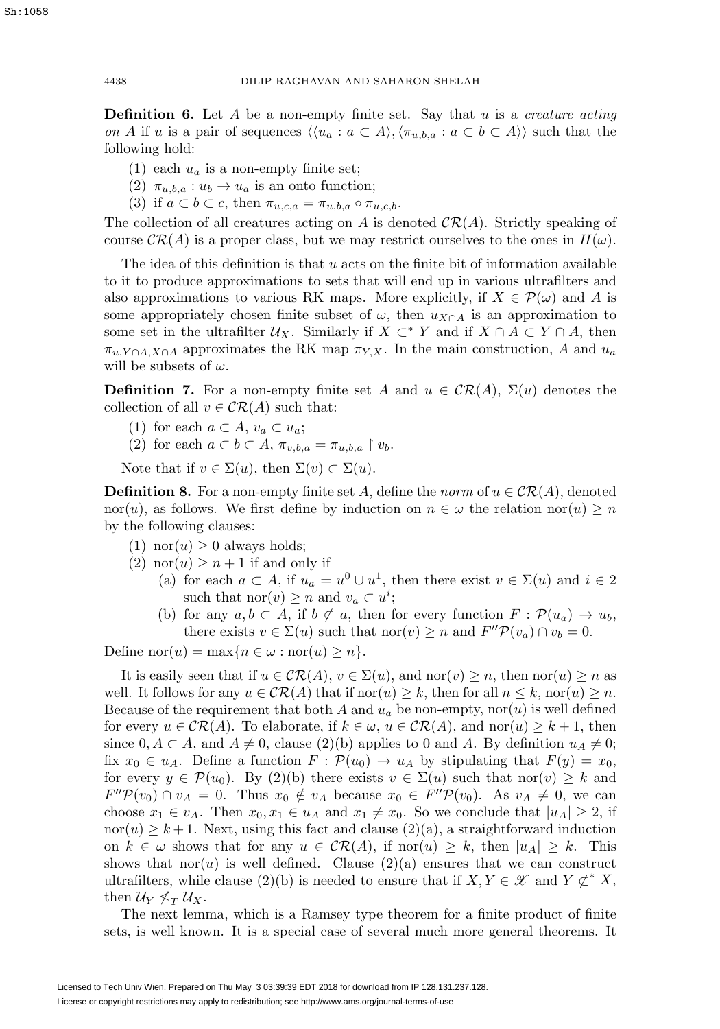**Definition 6.** Let $A$ be a non-empty finite set. Say that $u$ is a *creature acting on $A$* if $u$ is a pair of sequences $\langle \langle u_a : a \subset A \rangle, \langle \pi_{u,b,a} : a \subset b \subset A \rangle \rangle$ such that the following hold:

1. each $u_a$ is a non-empty finite set;
2. $\pi_{u,b,a} : u_b \to u_a$ is an onto function;
3. if $a \subset b \subset c$, then $\pi_{u,c,a} = \pi_{u,b,a} \circ \pi_{u,c,b}$.

The collection of all creatures acting on $A$ is denoted $\mathcal{CR}(A)$. Strictly speaking of course $\mathcal{CR}(A)$ is a proper class, but we may restrict ourselves to the ones in $H(\omega)$.

The idea of this definition is that $u$ acts on the finite bit of information available to it to produce approximations to sets that will end up in various ultrafilters and also approximations to various RK maps. More explicitly, if $X \in \mathcal{P}(\omega)$ and $A$ is some appropriately chosen finite subset of $\omega$, then $u_{X \cap A}$ is an approximation to some set in the ultrafilter $\mathcal{U}_X$. Similarly if $X \subset^* Y$ and if $X \cap A \subset Y \cap A$, then $\pi_{u, Y \cap A, X \cap A}$ approximates the RK map $\pi_{Y,X}$. In the main construction, $A$ and $u_a$ will be subsets of $\omega$.

**Definition 7.** For a non-empty finite set $A$ and $u \in \mathcal{CR}(A)$, $\Sigma(u)$ denotes the collection of all $v \in \mathcal{CR}(A)$ such that:

1. for each $a \subset A$, $v_a \subset u_a$;
2. for each $a \subset b \subset A$, $\pi_{v,b,a} = \pi_{u,b,a} \upharpoonright v_b$.

Note that if $v \in \Sigma(u)$, then $\Sigma(v) \subset \Sigma(u)$.

**Definition 8.** For a non-empty finite set $A$, define the *norm* of $u \in \mathcal{CR}(A)$, denoted $\operatorname{nor}(u)$, as follows. We first define by induction on $n \in \omega$ the relation $\operatorname{nor}(u) \geq n$ by the following clauses:

1. $\operatorname{nor}(u) \geq 0$ always holds;
2. $\operatorname{nor}(u) \geq n+1$ if and only if
   (a) for each $a \subset A$, if $u_a = u^0 \cup u^1$, then there exist $v \in \Sigma(u)$ and $i \in 2$ such that $\operatorname{nor}(v) \geq n$ and $v_a \subset u^i$;
   (b) for any $a, b \subset A$, if $b \not\subset a$, then for every function $F : \mathcal{P}(u_a) \to u_b$, there exists $v \in \Sigma(u)$ such that $\operatorname{nor}(v) \geq n$ and $F''\mathcal{P}(v_a) \cap v_b = 0$.

Define $\operatorname{nor}(u) = \max\{n \in \omega : \operatorname{nor}(u) \geq n\}$.

It is easily seen that if $u \in \mathcal{CR}(A)$, $v \in \Sigma(u)$, and $\operatorname{nor}(v) \geq n$, then $\operatorname{nor}(u) \geq n$ as well. It follows for any $u \in \mathcal{CR}(A)$ that if $\operatorname{nor}(u) \geq k$, then for all $n \leq k$, $\operatorname{nor}(u) \geq n$. Because of the requirement that both $A$ and $u_a$ be non-empty, $\operatorname{nor}(u)$ is well defined for every $u \in \mathcal{CR}(A)$. To elaborate, if $k \in \omega$, $u \in \mathcal{CR}(A)$, and $\operatorname{nor}(u) \geq k+1$, then since $0, A \subset A$, and $A \neq 0$, clause (2)(b) applies to $0$ and $A$. By definition $u_A \neq 0$; fix $x_0 \in u_A$. Define a function $F : \mathcal{P}(u_0) \to u_A$ by stipulating that $F(y) = x_0$, for every $y \in \mathcal{P}(u_0)$. By (2)(b) there exists $v \in \Sigma(u)$ such that $\operatorname{nor}(v) \geq k$ and $F''\mathcal{P}(v_0) \cap v_A = 0$. Thus $x_0 \notin v_A$ because $x_0 \in F''\mathcal{P}(v_0)$. As $v_A \neq 0$, we can choose $x_1 \in v_A$. Then $x_0, x_1 \in u_A$ and $x_1 \neq x_0$. So we conclude that $|u_A| \geq 2$, if $\operatorname{nor}(u) \geq k+1$. Next, using this fact and clause (2)(a), a straightforward induction on $k \in \omega$ shows that for any $u \in \mathcal{CR}(A)$, if $\operatorname{nor}(u) \geq k$, then $|u_A| \geq k$. This shows that $\operatorname{nor}(u)$ is well defined. Clause (2)(a) ensures that we can construct ultrafilters, while clause (2)(b) is needed to ensure that if $X, Y \in \mathscr{X}$ and $Y \not\subset^* X$, then $\mathcal{U}_Y \not\leq_T \mathcal{U}_X$.

The next lemma, which is a Ramsey type theorem for a finite product of finite sets, is well known. It is a special case of several much more general theorems. It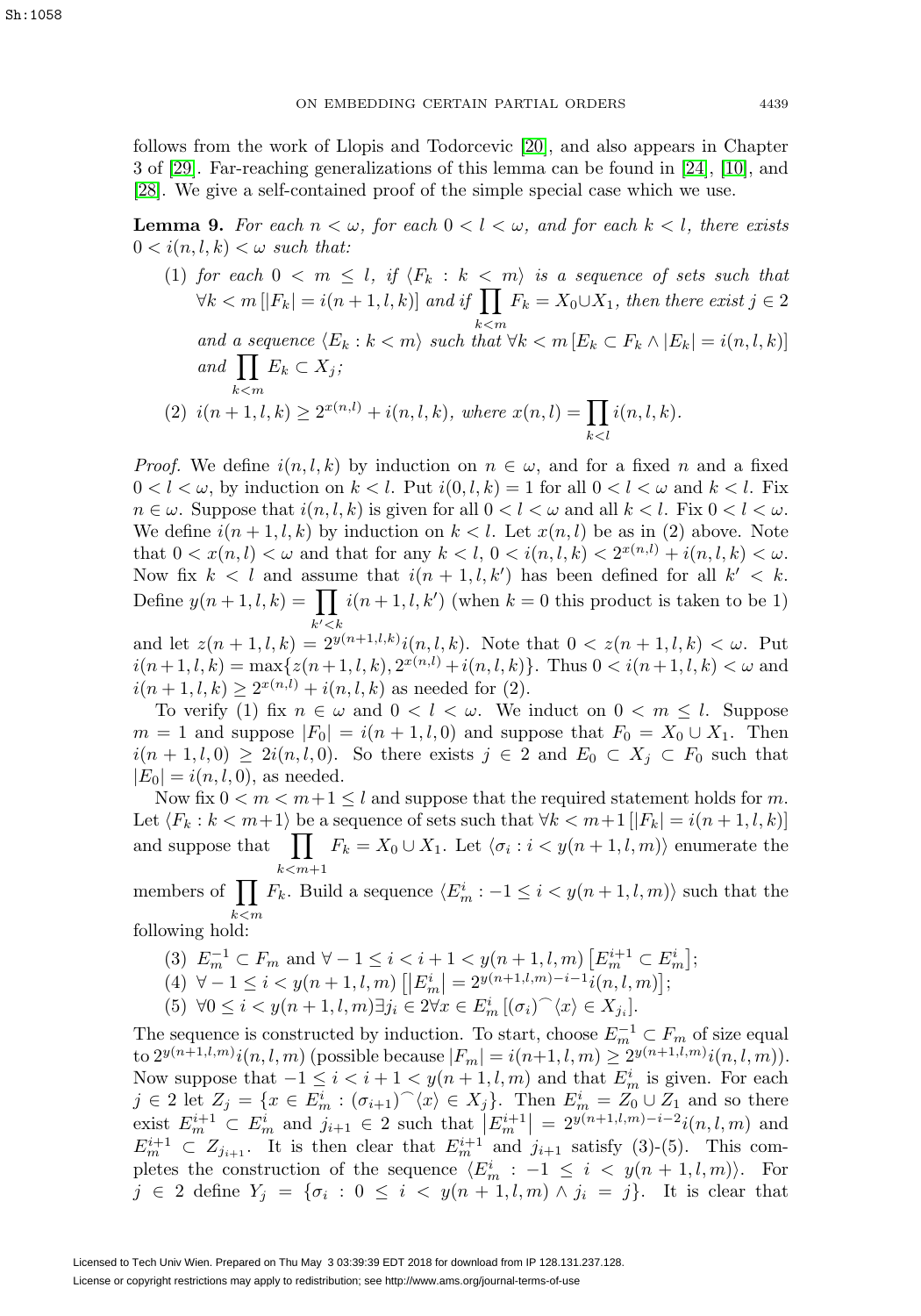follows from the work of Llopis and Todorcevic [20], and also appears in Chapter 3 of [29]. Far-reaching generalizations of this lemma can be found in [24], [10], and [28]. We give a self-contained proof of the simple special case which we use.

**Lemma 9.** *For each $n < \omega$, for each $0 < l < \omega$, and for each $k < l$, there exists $0 < i(n, l, k) < \omega$ such that:*

(1) *for each $0 < m \leq l$, if $\langle F_k : k < m \rangle$ is a sequence of sets such that $\forall k < m \, [|F_k| = i(n+1, l, k)]$ and if $\prod_{k<m} F_k = X_0 \cup X_1$, then there exist $j \in 2$ and a sequence $\langle E_k : k < m \rangle$ such that $\forall k < m \, [E_k \subset F_k \wedge |E_k| = i(n, l, k)]$ and $\prod_{k<m} E_k \subset X_j$;*

(2) *$i(n+1, l, k) \geq 2^{x(n,l)} + i(n, l, k)$, where $x(n, l) = \prod_{k<l} i(n, l, k)$.*

*Proof.* We define $i(n, l, k)$ by induction on $n \in \omega$, and for a fixed $n$ and a fixed $0 < l < \omega$, by induction on $k < l$. Put $i(0, l, k) = 1$ for all $0 < l < \omega$ and $k < l$. Fix $n \in \omega$. Suppose that $i(n, l, k)$ is given for all $0 < l < \omega$ and all $k < l$. Fix $0 < l < \omega$. We define $i(n + 1, l, k)$ by induction on $k < l$. Let $x(n, l)$ be as in (2) above. Note that $0 < x(n, l) < \omega$ and that for any $k < l$, $0 < i(n, l, k) < 2^{x(n,l)} + i(n, l, k) < \omega$. Now fix $k < l$ and assume that $i(n + 1, l, k')$ has been defined for all $k' < k$. Define $y(n + 1, l, k) = \prod_{k'<k} i(n + 1, l, k')$ (when $k = 0$ this product is taken to be 1) and let $z(n + 1, l, k) = 2^{y(n+1,l,k)} i(n, l, k)$. Note that $0 < z(n + 1, l, k) < \omega$. Put $i(n+1, l, k) = \max\{z(n+1, l, k), 2^{x(n,l)} + i(n, l, k)\}$. Thus $0 < i(n+1, l, k) < \omega$ and $i(n + 1, l, k) \geq 2^{x(n,l)} + i(n, l, k)$ as needed for (2).

To verify (1) fix $n \in \omega$ and $0 < l < \omega$. We induct on $0 < m \leq l$. Suppose $m = 1$ and suppose $|F_0| = i(n + 1, l, 0)$ and suppose that $F_0 = X_0 \cup X_1$. Then $i(n + 1, l, 0) \geq 2i(n, l, 0)$. So there exists $j \in 2$ and $E_0 \subset X_j \subset F_0$ such that $|E_0| = i(n, l, 0)$, as needed.

Now fix $0 < m < m+1 \leq l$ and suppose that the required statement holds for $m$. Let $\langle F_k : k < m+1 \rangle$ be a sequence of sets such that $\forall k < m+1 \, [|F_k| = i(n+1, l, k)]$ and suppose that $\prod_{k<m+1} F_k = X_0 \cup X_1$. Let $\langle \sigma_i : i < y(n + 1, l, m) \rangle$ enumerate the members of $\prod_{k<m} F_k$. Build a sequence $\langle E^i_m : -1 \leq i < y(n + 1, l, m) \rangle$ such that the following hold:

(3) $E^{-1}_m \subset F_m$ and $\forall -1 \leq i < i + 1 < y(n + 1, l, m) \left[E^{i+1}_m \subset E^i_m\right]$;

(4) $\forall -1 \leq i < y(n + 1, l, m) \left[\left|E^i_m\right| = 2^{y(n+1,l,m)-i-1} i(n, l, m)\right]$;

(5) $\forall 0 \leq i < y(n + 1, l, m) \exists j_i \in 2 \forall x \in E^i_m \left[(\sigma_i)^\frown \langle x \rangle \in X_{j_i}\right]$.

The sequence is constructed by induction. To start, choose $E^{-1}_m \subset F_m$ of size equal to $2^{y(n+1,l,m)} i(n, l, m)$ (possible because $|F_m| = i(n+1, l, m) \geq 2^{y(n+1,l,m)} i(n, l, m)$). Now suppose that $-1 \leq i < i + 1 < y(n + 1, l, m)$ and that $E^i_m$ is given. For each $j \in 2$ let $Z_j = \{x \in E^i_m : (\sigma_{i+1})^\frown \langle x \rangle \in X_j\}$. Then $E^i_m = Z_0 \cup Z_1$ and so there exist $E^{i+1}_m \subset E^i_m$ and $j_{i+1} \in 2$ such that $\left|E^{i+1}_m\right| = 2^{y(n+1,l,m)-i-2} i(n, l, m)$ and $E^{i+1}_m \subset Z_{j_{i+1}}$. It is then clear that $E^{i+1}_m$ and $j_{i+1}$ satisfy (3)-(5). This completes the construction of the sequence $\langle E^i_m : -1 \leq i < y(n + 1, l, m) \rangle$. For $j \in 2$ define $Y_j = \{\sigma_i : 0 \leq i < y(n + 1, l, m) \wedge j_i = j\}$. It is clear that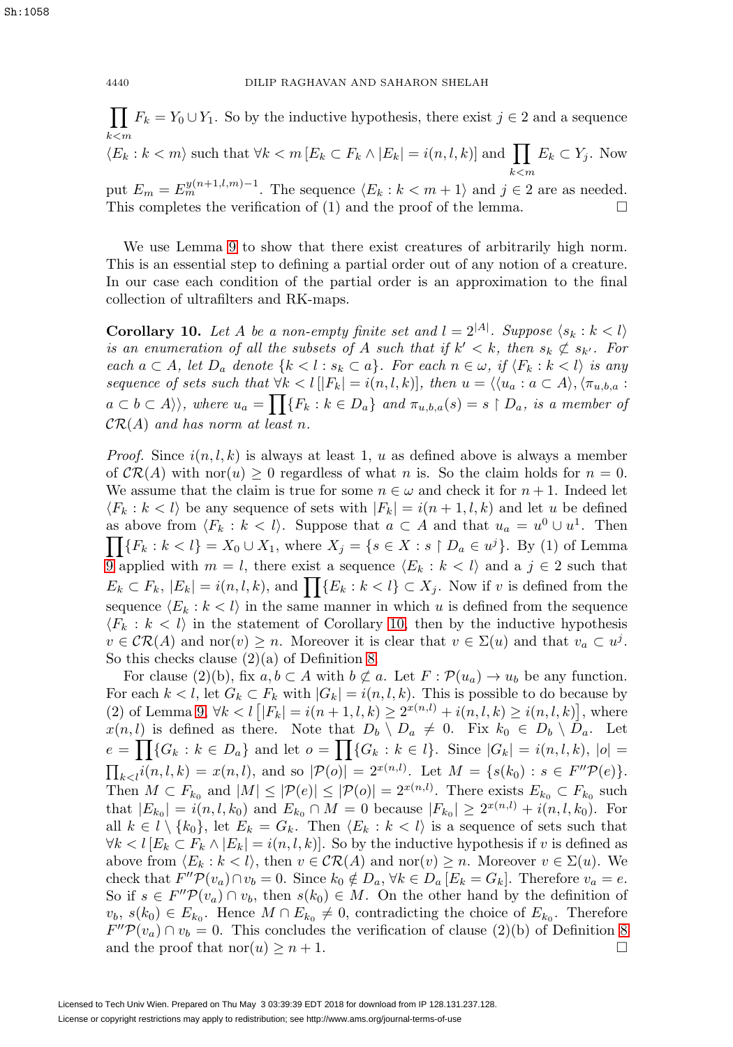$\prod_{k<m} F_k = Y_0 \cup Y_1$. So by the inductive hypothesis, there exist $j \in 2$ and a sequence $\langle E_k : k < m \rangle$ such that $\forall k < m\, [E_k \subset F_k \wedge |E_k| = i(n,l,k)]$ and $\prod_{k<m} E_k \subset Y_j$. Now put $E_m = E_m^{y(n+1,l,m)-1}$. The sequence $\langle E_k : k < m+1 \rangle$ and $j \in 2$ are as needed. This completes the verification of (1) and the proof of the lemma. $\square$

We use Lemma 9 to show that there exist creatures of arbitrarily high norm. This is an essential step to defining a partial order out of any notion of a creature. In our case each condition of the partial order is an approximation to the final collection of ultrafilters and RK-maps.

**Corollary 10.** *Let $A$ be a non-empty finite set and $l = 2^{|A|}$. Suppose $\langle s_k : k < l \rangle$ is an enumeration of all the subsets of $A$ such that if $k' < k$, then $s_k \not\subset s_{k'}$. For each $a \subset A$, let $D_a$ denote $\{k < l : s_k \subset a\}$. For each $n \in \omega$, if $\langle F_k : k < l \rangle$ is any sequence of sets such that $\forall k < l\, [|F_k| = i(n,l,k)]$, then $u = \langle \langle u_a : a \subset A \rangle, \langle \pi_{u,b,a} : a \subset b \subset A \rangle \rangle$, where $u_a = \prod \{F_k : k \in D_a\}$ and $\pi_{u,b,a}(s) = s \restriction D_a$, is a member of $\mathcal{CR}(A)$ and has norm at least $n$.*

*Proof.* Since $i(n,l,k)$ is always at least 1, $u$ as defined above is always a member of $\mathcal{CR}(A)$ with $\mathrm{nor}(u) \geq 0$ regardless of what $n$ is. So the claim holds for $n = 0$. We assume that the claim is true for some $n \in \omega$ and check it for $n+1$. Indeed let $\langle F_k : k < l \rangle$ be any sequence of sets with $|F_k| = i(n+1,l,k)$ and let $u$ be defined as above from $\langle F_k : k < l \rangle$. Suppose that $a \subset A$ and that $u_a = u^0 \cup u^1$. Then $\prod \{F_k : k < l\} = X_0 \cup X_1$, where $X_j = \{s \in X : s \restriction D_a \in u^j\}$. By (1) of Lemma 9 applied with $m = l$, there exist a sequence $\langle E_k : k < l \rangle$ and a $j \in 2$ such that $E_k \subset F_k$, $|E_k| = i(n,l,k)$, and $\prod \{E_k : k < l\} \subset X_j$. Now if $v$ is defined from the sequence $\langle E_k : k < l \rangle$ in the same manner in which $u$ is defined from the sequence $\langle F_k : k < l \rangle$ in the statement of Corollary 10, then by the inductive hypothesis $v \in \mathcal{CR}(A)$ and $\mathrm{nor}(v) \geq n$. Moreover it is clear that $v \in \Sigma(u)$ and that $v_a \subset u^j$. So this checks clause (2)(a) of Definition 8.

For clause (2)(b), fix $a, b \subset A$ with $b \not\subset a$. Let $F : \mathcal{P}(u_a) \to u_b$ be any function. For each $k < l$, let $G_k \subset F_k$ with $|G_k| = i(n,l,k)$. This is possible to do because by (2) of Lemma 9, $\forall k < l\, \left[|F_k| = i(n+1,l,k) \geq 2^{x(n,l)} + i(n,l,k) \geq i(n,l,k)\right]$, where $x(n,l)$ is defined as there. Note that $D_b \setminus D_a \neq 0$. Fix $k_0 \in D_b \setminus D_a$. Let $e = \prod \{G_k : k \in D_a\}$ and let $o = \prod \{G_k : k \in l\}$. Since $|G_k| = i(n,l,k)$, $|o| = \prod_{k<l} i(n,l,k) = x(n,l)$, and so $|\mathcal{P}(o)| = 2^{x(n,l)}$. Let $M = \{s(k_0) : s \in F''\mathcal{P}(e)\}$. Then $M \subset F_{k_0}$ and $|M| \leq |\mathcal{P}(e)| \leq |\mathcal{P}(o)| = 2^{x(n,l)}$. There exists $E_{k_0} \subset F_{k_0}$ such that $|E_{k_0}| = i(n,l,k_0)$ and $E_{k_0} \cap M = 0$ because $|F_{k_0}| \geq 2^{x(n,l)} + i(n,l,k_0)$. For all $k \in l \setminus \{k_0\}$, let $E_k = G_k$. Then $\langle E_k : k < l \rangle$ is a sequence of sets such that $\forall k < l\, [E_k \subset F_k \wedge |E_k| = i(n,l,k)]$. So by the inductive hypothesis if $v$ is defined as above from $\langle E_k : k < l \rangle$, then $v \in \mathcal{CR}(A)$ and $\mathrm{nor}(v) \geq n$. Moreover $v \in \Sigma(u)$. We check that $F''\mathcal{P}(v_a) \cap v_b = 0$. Since $k_0 \notin D_a$, $\forall k \in D_a\, [E_k = G_k]$. Therefore $v_a = e$. So if $s \in F''\mathcal{P}(v_a) \cap v_b$, then $s(k_0) \in M$. On the other hand by the definition of $v_b$, $s(k_0) \in E_{k_0}$. Hence $M \cap E_{k_0} \neq 0$, contradicting the choice of $E_{k_0}$. Therefore $F''\mathcal{P}(v_a) \cap v_b = 0$. This concludes the verification of clause (2)(b) of Definition 8 and the proof that $\mathrm{nor}(u) \geq n+1$. $\square$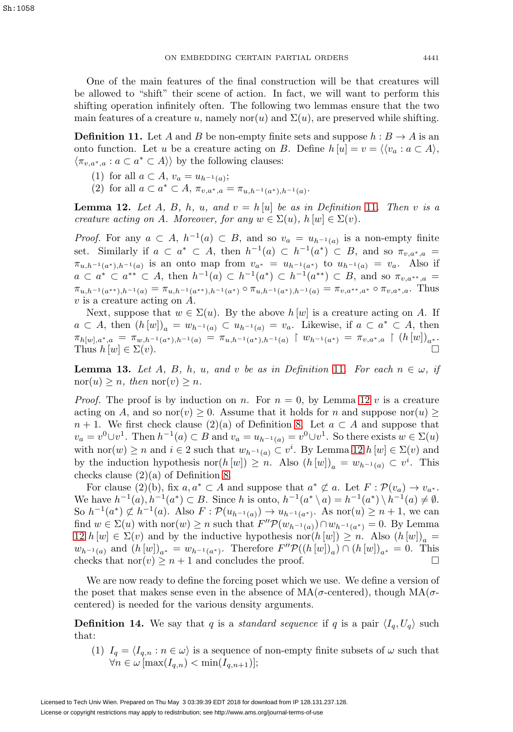One of the main features of the final construction will be that creatures will be allowed to "shift" their scene of action. In fact, we will want to perform this shifting operation infinitely often. The following two lemmas ensure that the two main features of a creature $u$, namely $\mathrm{nor}(u)$ and $\Sigma(u)$, are preserved while shifting.

**Definition 11.** Let $A$ and $B$ be non-empty finite sets and suppose $h : B \to A$ is an onto function. Let $u$ be a creature acting on $B$. Define $h[u] = v = \langle\langle v_a : a \subset A\rangle, \langle \pi_{v,a^*,a} : a \subset a^* \subset A\rangle\rangle$ by the following clauses:

1. for all $a \subset A$, $v_a = u_{h^{-1}(a)}$;
2. for all $a \subset a^* \subset A$, $\pi_{v,a^*,a} = \pi_{u,h^{-1}(a^*),h^{-1}(a)}$.

**Lemma 12.** *Let $A$, $B$, $h$, $u$, and $v = h[u]$ be as in Definition 11. Then $v$ is a creature acting on $A$. Moreover, for any $w \in \Sigma(u)$, $h[w] \in \Sigma(v)$.*

*Proof.* For any $a \subset A$, $h^{-1}(a) \subset B$, and so $v_a = u_{h^{-1}(a)}$ is a non-empty finite set. Similarly if $a \subset a^* \subset A$, then $h^{-1}(a) \subset h^{-1}(a^*) \subset B$, and so $\pi_{v,a^*,a} = \pi_{u,h^{-1}(a^*),h^{-1}(a)}$ is an onto map from $v_{a^*} = u_{h^{-1}(a^*)}$ to $u_{h^{-1}(a)} = v_a$. Also if $a \subset a^* \subset a^{**} \subset A$, then $h^{-1}(a) \subset h^{-1}(a^*) \subset h^{-1}(a^{**}) \subset B$, and so $\pi_{v,a^{**},a} = \pi_{u,h^{-1}(a^{**}),h^{-1}(a)} = \pi_{u,h^{-1}(a^{**}),h^{-1}(a^*)} \circ \pi_{u,h^{-1}(a^*),h^{-1}(a)} = \pi_{v,a^{**},a^*} \circ \pi_{v,a^*,a}$. Thus $v$ is a creature acting on $A$.

Next, suppose that $w \in \Sigma(u)$. By the above $h[w]$ is a creature acting on $A$. If $a \subset A$, then $(h[w])_a = w_{h^{-1}(a)} \subset u_{h^{-1}(a)} = v_a$. Likewise, if $a \subset a^* \subset A$, then $\pi_{h[w],a^*,a} = \pi_{w,h^{-1}(a^*),h^{-1}(a)} = \pi_{u,h^{-1}(a^*),h^{-1}(a)} \restriction w_{h^{-1}(a^*)} = \pi_{v,a^*,a} \restriction (h[w])_{a^*}$. Thus $h[w] \in \Sigma(v)$. $\square$

**Lemma 13.** *Let $A$, $B$, $h$, $u$, and $v$ be as in Definition 11. For each $n \in \omega$, if $\mathrm{nor}(u) \geq n$, then $\mathrm{nor}(v) \geq n$.*

*Proof.* The proof is by induction on $n$. For $n = 0$, by Lemma 12 $v$ is a creature acting on $A$, and so $\mathrm{nor}(v) \geq 0$. Assume that it holds for $n$ and suppose $\mathrm{nor}(u) \geq n+1$. We first check clause (2)(a) of Definition 8. Let $a \subset A$ and suppose that $v_a = v^0 \cup v^1$. Then $h^{-1}(a) \subset B$ and $v_a = u_{h^{-1}(a)} = v^0 \cup v^1$. So there exists $w \in \Sigma(u)$ with $\mathrm{nor}(w) \geq n$ and $i \in 2$ such that $w_{h^{-1}(a)} \subset v^i$. By Lemma 12 $h[w] \in \Sigma(v)$ and by the induction hypothesis $\mathrm{nor}(h[w]) \geq n$. Also $(h[w])_a = w_{h^{-1}(a)} \subset v^i$. This checks clause (2)(a) of Definition 8.

For clause (2)(b), fix $a, a^* \subset A$ and suppose that $a^* \not\subset a$. Let $F : \mathcal{P}(v_a) \to v_{a^*}$. We have $h^{-1}(a), h^{-1}(a^*) \subset B$. Since $h$ is onto, $h^{-1}(a^* \setminus a) = h^{-1}(a^*) \setminus h^{-1}(a) \neq \emptyset$. So $h^{-1}(a^*) \not\subset h^{-1}(a)$. Also $F : \mathcal{P}(u_{h^{-1}(a)}) \to u_{h^{-1}(a^*)}$. As $\mathrm{nor}(u) \geq n+1$, we can find $w \in \Sigma(u)$ with $\mathrm{nor}(w) \geq n$ such that $F''\mathcal{P}(w_{h^{-1}(a)}) \cap w_{h^{-1}(a^*)} = 0$. By Lemma 12 $h[w] \in \Sigma(v)$ and by the inductive hypothesis $\mathrm{nor}(h[w]) \geq n$. Also $(h[w])_a = w_{h^{-1}(a)}$ and $(h[w])_{a^*} = w_{h^{-1}(a^*)}$. Therefore $F''\mathcal{P}((h[w])_a) \cap (h[w])_{a^*} = 0$. This checks that $\mathrm{nor}(v) \geq n+1$ and concludes the proof. $\square$

We are now ready to define the forcing poset which we use. We define a version of the poset that makes sense even in the absence of MA($\sigma$-centered), though MA($\sigma$-centered) is needed for the various density arguments.

**Definition 14.** We say that $q$ is a *standard sequence* if $q$ is a pair $\langle I_q, U_q\rangle$ such that:

1. $I_q = \langle I_{q,n} : n \in \omega\rangle$ is a sequence of non-empty finite subsets of $\omega$ such that $\forall n \in \omega\, [\max(I_{q,n}) < \min(I_{q,n+1})]$;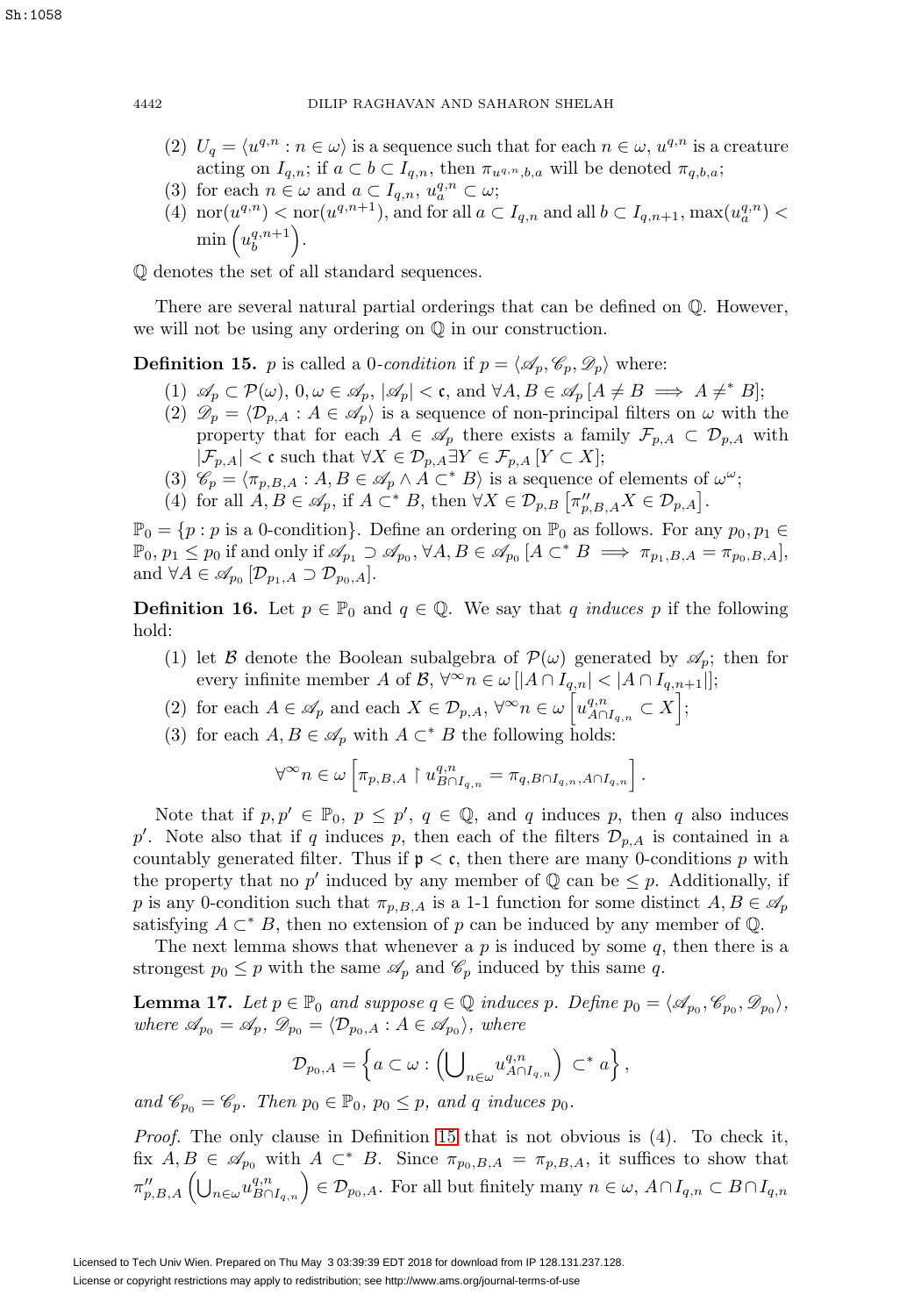(2) $U_q = \langle u^{q,n} : n \in \omega \rangle$ is a sequence such that for each $n \in \omega$, $u^{q,n}$ is a creature acting on $I_{q,n}$; if $a \subset b \subset I_{q,n}$, then $\pi_{u^{q,n},b,a}$ will be denoted $\pi_{q,b,a}$;

(3) for each $n \in \omega$ and $a \subset I_{q,n}$, $u_a^{q,n} \subset \omega$;

(4) $\operatorname{nor}(u^{q,n}) < \operatorname{nor}(u^{q,n+1})$, and for all $a \subset I_{q,n}$ and all $b \subset I_{q,n+1}$, $\max(u_a^{q,n}) < \min\left(u_b^{q,n+1}\right)$.

$\mathbb{Q}$ denotes the set of all standard sequences.

There are several natural partial orderings that can be defined on $\mathbb{Q}$. However, we will not be using any ordering on $\mathbb{Q}$ in our construction.

**Definition 15.** $p$ is called a *0-condition* if $p = \langle \mathscr{A}_p, \mathscr{C}_p, \mathscr{D}_p \rangle$ where:

1. $\mathscr{A}_p \subset \mathcal{P}(\omega)$, $0, \omega \in \mathscr{A}_p$, $|\mathscr{A}_p| < \mathfrak{c}$, and $\forall A, B \in \mathscr{A}_p \left[A \neq B \implies A \neq^* B\right]$;
2. $\mathscr{D}_p = \langle \mathcal{D}_{p,A} : A \in \mathscr{A}_p \rangle$ is a sequence of non-principal filters on $\omega$ with the property that for each $A \in \mathscr{A}_p$ there exists a family $\mathcal{F}_{p,A} \subset \mathcal{D}_{p,A}$ with $|\mathcal{F}_{p,A}| < \mathfrak{c}$ such that $\forall X \in \mathcal{D}_{p,A} \exists Y \in \mathcal{F}_{p,A} \left[Y \subset X\right]$;
3. $\mathscr{C}_p = \langle \pi_{p,B,A} : A, B \in \mathscr{A}_p \wedge A \subset^* B \rangle$ is a sequence of elements of $\omega^\omega$;
4. for all $A, B \in \mathscr{A}_p$, if $A \subset^* B$, then $\forall X \in \mathcal{D}_{p,B} \left[\pi''_{p,B,A} X \in \mathcal{D}_{p,A}\right]$.

$\mathbb{P}_0 = \{p : p \text{ is a 0-condition}\}$. Define an ordering on $\mathbb{P}_0$ as follows. For any $p_0, p_1 \in \mathbb{P}_0$, $p_1 \leq p_0$ if and only if $\mathscr{A}_{p_1} \supset \mathscr{A}_{p_0}$, $\forall A, B \in \mathscr{A}_{p_0} \left[A \subset^* B \implies \pi_{p_1,B,A} = \pi_{p_0,B,A}\right]$, and $\forall A \in \mathscr{A}_{p_0} \left[\mathcal{D}_{p_1,A} \supset \mathcal{D}_{p_0,A}\right]$.

**Definition 16.** Let $p \in \mathbb{P}_0$ and $q \in \mathbb{Q}$. We say that *$q$ induces $p$* if the following hold:

1. let $\mathcal{B}$ denote the Boolean subalgebra of $\mathcal{P}(\omega)$ generated by $\mathscr{A}_p$; then for every infinite member $A$ of $\mathcal{B}$, $\forall^\infty n \in \omega \left[|A \cap I_{q,n}| < |A \cap I_{q,n+1}|\right]$;
2. for each $A \in \mathscr{A}_p$ and each $X \in \mathcal{D}_{p,A}$, $\forall^\infty n \in \omega \left[u^{q,n}_{A \cap I_{q,n}} \subset X\right]$;
3. for each $A, B \in \mathscr{A}_p$ with $A \subset^* B$ the following holds:
$$\forall^\infty n \in \omega \left[\pi_{p,B,A} \restriction u^{q,n}_{B \cap I_{q,n}} = \pi_{q,B \cap I_{q,n}, A \cap I_{q,n}}\right].$$

Note that if $p, p' \in \mathbb{P}_0$, $p \leq p'$, $q \in \mathbb{Q}$, and $q$ induces $p$, then $q$ also induces $p'$. Note also that if $q$ induces $p$, then each of the filters $\mathcal{D}_{p,A}$ is contained in a countably generated filter. Thus if $\mathfrak{p} < \mathfrak{c}$, then there are many 0-conditions $p$ with the property that no $p'$ induced by any member of $\mathbb{Q}$ can be $\leq p$. Additionally, if $p$ is any 0-condition such that $\pi_{p,B,A}$ is a 1-1 function for some distinct $A, B \in \mathscr{A}_p$ satisfying $A \subset^* B$, then no extension of $p$ can be induced by any member of $\mathbb{Q}$.

The next lemma shows that whenever a $p$ is induced by some $q$, then there is a strongest $p_0 \leq p$ with the same $\mathscr{A}_p$ and $\mathscr{C}_p$ induced by this same $q$.

**Lemma 17.** *Let $p \in \mathbb{P}_0$ and suppose $q \in \mathbb{Q}$ induces $p$. Define $p_0 = \langle \mathscr{A}_{p_0}, \mathscr{C}_{p_0}, \mathscr{D}_{p_0} \rangle$, where $\mathscr{A}_{p_0} = \mathscr{A}_p$, $\mathscr{D}_{p_0} = \langle \mathcal{D}_{p_0,A} : A \in \mathscr{A}_{p_0} \rangle$, where*
$$\mathcal{D}_{p_0,A} = \left\{a \subset \omega : \left(\bigcup\nolimits_{n \in \omega} u^{q,n}_{A \cap I_{q,n}}\right) \subset^* a\right\},$$
*and $\mathscr{C}_{p_0} = \mathscr{C}_p$. Then $p_0 \in \mathbb{P}_0$, $p_0 \leq p$, and $q$ induces $p_0$.*

*Proof.* The only clause in Definition 15 that is not obvious is (4). To check it, fix $A, B \in \mathscr{A}_{p_0}$ with $A \subset^* B$. Since $\pi_{p_0,B,A} = \pi_{p,B,A}$, it suffices to show that $\pi''_{p,B,A}\left(\bigcup_{n \in \omega} u^{q,n}_{B \cap I_{q,n}}\right) \in \mathcal{D}_{p_0,A}$. For all but finitely many $n \in \omega$, $A \cap I_{q,n} \subset B \cap I_{q,n}$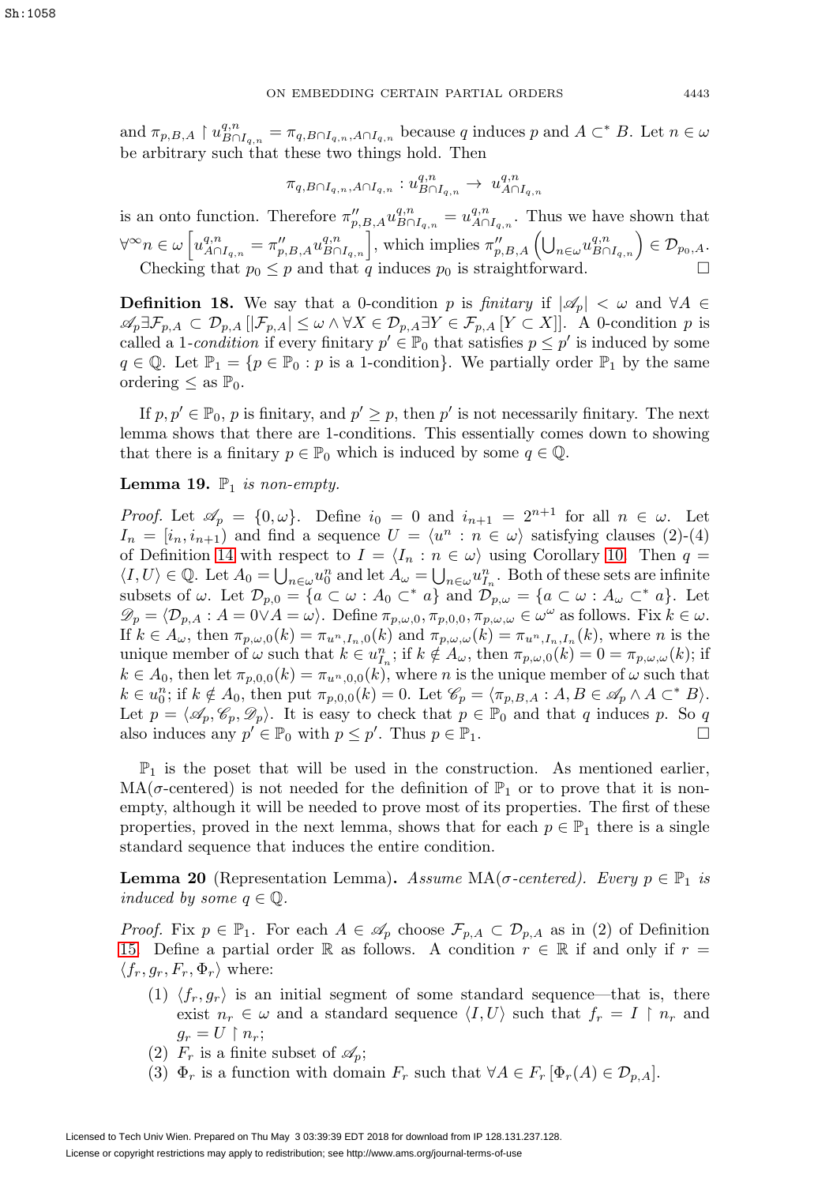and $\pi_{p,B,A} \restriction u^{q,n}_{B \cap I_{q,n}} = \pi_{q, B \cap I_{q,n}, A \cap I_{q,n}}$ because $q$ induces $p$ and $A \subset^* B$. Let $n \in \omega$ be arbitrary such that these two things hold. Then

$$\pi_{q, B \cap I_{q,n}, A \cap I_{q,n}} : u^{q,n}_{B \cap I_{q,n}} \to u^{q,n}_{A \cap I_{q,n}}$$

is an onto function. Therefore $\pi''_{p,B,A} u^{q,n}_{B \cap I_{q,n}} = u^{q,n}_{A \cap I_{q,n}}$. Thus we have shown that $\forall^\infty n \in \omega \left[ u^{q,n}_{A \cap I_{q,n}} = \pi''_{p,B,A} u^{q,n}_{B \cap I_{q,n}} \right]$, which implies $\pi''_{p,B,A} \left( \bigcup_{n \in \omega} u^{q,n}_{B \cap I_{q,n}} \right) \in \mathcal{D}_{p_0, A}$.

Checking that $p_0 \leq p$ and that $q$ induces $p_0$ is straightforward. $\square$

**Definition 18.** We say that a 0-condition $p$ is *finitary* if $|\mathscr{A}_p| < \omega$ and $\forall A \in \mathscr{A}_p \exists \mathcal{F}_{p,A} \subset \mathcal{D}_{p,A} \left[ |\mathcal{F}_{p,A}| \leq \omega \wedge \forall X \in \mathcal{D}_{p,A} \exists Y \in \mathcal{F}_{p,A} \left[ Y \subset X \right] \right]$. A 0-condition $p$ is called a 1-*condition* if every finitary $p' \in \mathbb{P}_0$ that satisfies $p \leq p'$ is induced by some $q \in \mathbb{Q}$. Let $\mathbb{P}_1 = \{p \in \mathbb{P}_0 : p \text{ is a 1-condition}\}$. We partially order $\mathbb{P}_1$ by the same ordering $\leq$ as $\mathbb{P}_0$.

If $p, p' \in \mathbb{P}_0$, $p$ is finitary, and $p' \geq p$, then $p'$ is not necessarily finitary. The next lemma shows that there are 1-conditions. This essentially comes down to showing that there is a finitary $p \in \mathbb{P}_0$ which is induced by some $q \in \mathbb{Q}$.

**Lemma 19.** *$\mathbb{P}_1$ is non-empty.*

*Proof.* Let $\mathscr{A}_p = \{0, \omega\}$. Define $i_0 = 0$ and $i_{n+1} = 2^{n+1}$ for all $n \in \omega$. Let $I_n = [i_n, i_{n+1})$ and find a sequence $U = \langle u^n : n \in \omega \rangle$ satisfying clauses (2)-(4) of Definition 14 with respect to $I = \langle I_n : n \in \omega \rangle$ using Corollary 10. Then $q = \langle I, U \rangle \in \mathbb{Q}$. Let $A_0 = \bigcup_{n \in \omega} u^n_0$ and let $A_\omega = \bigcup_{n \in \omega} u^n_{I_n}$. Both of these sets are infinite subsets of $\omega$. Let $\mathcal{D}_{p,0} = \{a \subset \omega : A_0 \subset^* a\}$ and $\mathcal{D}_{p,\omega} = \{a \subset \omega : A_\omega \subset^* a\}$. Let $\mathscr{D}_p = \langle \mathcal{D}_{p,A} : A = 0 \vee A = \omega \rangle$. Define $\pi_{p,\omega,0}, \pi_{p,0,0}, \pi_{p,\omega,\omega} \in \omega^\omega$ as follows. Fix $k \in \omega$. If $k \in A_\omega$, then $\pi_{p,\omega,0}(k) = \pi_{u^n, I_n, 0}(k)$ and $\pi_{p,\omega,\omega}(k) = \pi_{u^n, I_n, I_n}(k)$, where $n$ is the unique member of $\omega$ such that $k \in u^n_{I_n}$; if $k \notin A_\omega$, then $\pi_{p,\omega,0}(k) = 0 = \pi_{p,\omega,\omega}(k)$; if $k \in A_0$, then let $\pi_{p,0,0}(k) = \pi_{u^n, 0, 0}(k)$, where $n$ is the unique member of $\omega$ such that $k \in u^n_0$; if $k \notin A_0$, then put $\pi_{p,0,0}(k) = 0$. Let $\mathscr{C}_p = \langle \pi_{p,B,A} : A, B \in \mathscr{A}_p \wedge A \subset^* B \rangle$. Let $p = \langle \mathscr{A}_p, \mathscr{C}_p, \mathscr{D}_p \rangle$. It is easy to check that $p \in \mathbb{P}_0$ and that $q$ induces $p$. So $q$ also induces any $p' \in \mathbb{P}_0$ with $p \leq p'$. Thus $p \in \mathbb{P}_1$. $\square$

$\mathbb{P}_1$ is the poset that will be used in the construction. As mentioned earlier, MA($\sigma$-centered) is not needed for the definition of $\mathbb{P}_1$ or to prove that it is non-empty, although it will be needed to prove most of its properties. The first of these properties, proved in the next lemma, shows that for each $p \in \mathbb{P}_1$ there is a single standard sequence that induces the entire condition.

**Lemma 20** (Representation Lemma). *Assume MA($\sigma$-centered). Every $p \in \mathbb{P}_1$ is induced by some $q \in \mathbb{Q}$.*

*Proof.* Fix $p \in \mathbb{P}_1$. For each $A \in \mathscr{A}_p$ choose $\mathcal{F}_{p,A} \subset \mathcal{D}_{p,A}$ as in (2) of Definition 15. Define a partial order $\mathbb{R}$ as follows. A condition $r \in \mathbb{R}$ if and only if $r = \langle f_r, g_r, F_r, \Phi_r \rangle$ where:

1. $\langle f_r, g_r \rangle$ is an initial segment of some standard sequence—that is, there exist $n_r \in \omega$ and a standard sequence $\langle I, U \rangle$ such that $f_r = I \restriction n_r$ and $g_r = U \restriction n_r$;
2. $F_r$ is a finite subset of $\mathscr{A}_p$;
3. $\Phi_r$ is a function with domain $F_r$ such that $\forall A \in F_r \left[ \Phi_r(A) \in \mathcal{D}_{p,A} \right]$.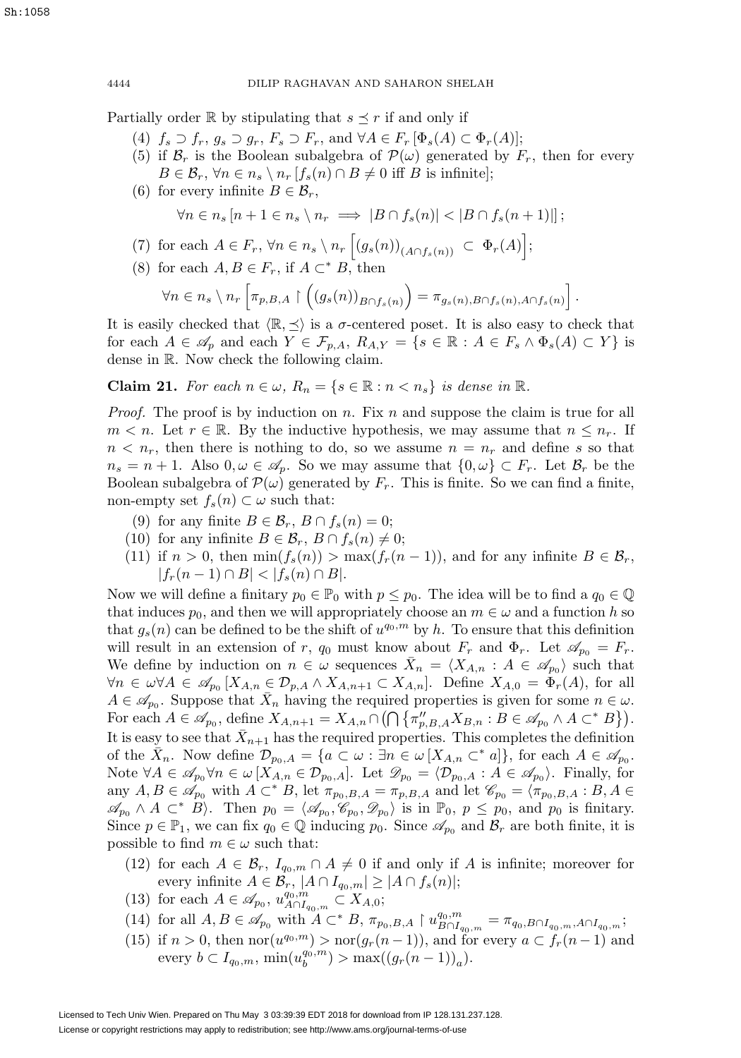Partially order $\mathbb{R}$ by stipulating that $s \preceq r$ if and only if

(4) $f_s \supset f_r$, $g_s \supset g_r$, $F_s \supset F_r$, and $\forall A \in F_r\, [\Phi_s(A) \subset \Phi_r(A)]$;

(5) if $\mathcal{B}_r$ is the Boolean subalgebra of $\mathcal{P}(\omega)$ generated by $F_r$, then for every $B \in \mathcal{B}_r$, $\forall n \in n_s \setminus n_r\, [f_s(n) \cap B \neq 0$ iff $B$ is infinite];

(6) for every infinite $B \in \mathcal{B}_r$,

$$\forall n \in n_s\, [n+1 \in n_s \setminus n_r \implies |B \cap f_s(n)| < |B \cap f_s(n+1)|]\, ;$$

(7) for each $A \in F_r$, $\forall n \in n_s \setminus n_r \left[ (g_s(n))_{(A \cap f_s(n))} \subset \Phi_r(A) \right]$;

(8) for each $A, B \in F_r$, if $A \subset^* B$, then

$$\forall n \in n_s \setminus n_r \left[ \pi_{p,B,A} \restriction \left( (g_s(n))_{B \cap f_s(n)} \right) = \pi_{g_s(n), B \cap f_s(n), A \cap f_s(n)} \right].$$

It is easily checked that $\langle \mathbb{R}, \preceq \rangle$ is a $\sigma$-centered poset. It is also easy to check that for each $A \in \mathscr{A}_p$ and each $Y \in \mathcal{F}_{p,A}$, $R_{A,Y} = \{s \in \mathbb{R} : A \in F_s \wedge \Phi_s(A) \subset Y\}$ is dense in $\mathbb{R}$. Now check the following claim.

**Claim 21.** *For each $n \in \omega$, $R_n = \{s \in \mathbb{R} : n < n_s\}$ is dense in $\mathbb{R}$.*

*Proof.* The proof is by induction on $n$. Fix $n$ and suppose the claim is true for all $m < n$. Let $r \in \mathbb{R}$. By the inductive hypothesis, we may assume that $n \leq n_r$. If $n < n_r$, then there is nothing to do, so we assume $n = n_r$ and define $s$ so that $n_s = n+1$. Also $0, \omega \in \mathscr{A}_p$. So we may assume that $\{0, \omega\} \subset F_r$. Let $\mathcal{B}_r$ be the Boolean subalgebra of $\mathcal{P}(\omega)$ generated by $F_r$. This is finite. So we can find a finite, non-empty set $f_s(n) \subset \omega$ such that:

(9) for any finite $B \in \mathcal{B}_r$, $B \cap f_s(n) = 0$;

(10) for any infinite $B \in \mathcal{B}_r$, $B \cap f_s(n) \neq 0$;

(11) if $n > 0$, then $\min(f_s(n)) > \max(f_r(n-1))$, and for any infinite $B \in \mathcal{B}_r$, $|f_r(n-1) \cap B| < |f_s(n) \cap B|$.

Now we will define a finitary $p_0 \in \mathbb{P}_0$ with $p \leq p_0$. The idea will be to find a $q_0 \in \mathbb{Q}$ that induces $p_0$, and then we will appropriately choose an $m \in \omega$ and a function $h$ so that $g_s(n)$ can be defined to be the shift of $u^{q_0,m}$ by $h$. To ensure that this definition will result in an extension of $r$, $q_0$ must know about $F_r$ and $\Phi_r$. Let $\mathscr{A}_{p_0} = F_r$. We define by induction on $n \in \omega$ sequences $\bar{X}_n = \langle X_{A,n} : A \in \mathscr{A}_{p_0} \rangle$ such that $\forall n \in \omega \forall A \in \mathscr{A}_{p_0}\, [X_{A,n} \in \mathcal{D}_{p,A} \wedge X_{A,n+1} \subset X_{A,n}]$. Define $X_{A,0} = \Phi_r(A)$, for all $A \in \mathscr{A}_{p_0}$. Suppose that $\bar{X}_n$ having the required properties is given for some $n \in \omega$. For each $A \in \mathscr{A}_{p_0}$, define $X_{A,n+1} = X_{A,n} \cap \left( \bigcap \left\{ \pi''_{p,B,A} X_{B,n} : B \in \mathscr{A}_{p_0} \wedge A \subset^* B \right\} \right)$. It is easy to see that $\bar{X}_{n+1}$ has the required properties. This completes the definition of the $\bar{X}_n$. Now define $\mathcal{D}_{p_0,A} = \{a \subset \omega : \exists n \in \omega\, [X_{A,n} \subset^* a]\}$, for each $A \in \mathscr{A}_{p_0}$. Note $\forall A \in \mathscr{A}_{p_0} \forall n \in \omega\, [X_{A,n} \in \mathcal{D}_{p_0,A}]$. Let $\mathscr{D}_{p_0} = \langle \mathcal{D}_{p_0,A} : A \in \mathscr{A}_{p_0} \rangle$. Finally, for any $A, B \in \mathscr{A}_{p_0}$ with $A \subset^* B$, let $\pi_{p_0,B,A} = \pi_{p,B,A}$ and let $\mathscr{C}_{p_0} = \langle \pi_{p_0,B,A} : B, A \in \mathscr{A}_{p_0} \wedge A \subset^* B \rangle$. Then $p_0 = \langle \mathscr{A}_{p_0}, \mathscr{C}_{p_0}, \mathscr{D}_{p_0} \rangle$ is in $\mathbb{P}_0$, $p \leq p_0$, and $p_0$ is finitary. Since $p \in \mathbb{P}_1$, we can fix $q_0 \in \mathbb{Q}$ inducing $p_0$. Since $\mathscr{A}_{p_0}$ and $\mathcal{B}_r$ are both finite, it is possible to find $m \in \omega$ such that:

(12) for each $A \in \mathcal{B}_r$, $I_{q_0,m} \cap A \neq 0$ if and only if $A$ is infinite; moreover for every infinite $A \in \mathcal{B}_r$, $|A \cap I_{q_0,m}| \geq |A \cap f_s(n)|$;

(13) for each $A \in \mathscr{A}_{p_0}$, $u^{q_0,m}_{A \cap I_{q_0,m}} \subset X_{A,0}$;

(14) for all $A, B \in \mathscr{A}_{p_0}$ with $A \subset^* B$, $\pi_{p_0,B,A} \restriction u^{q_0,m}_{B \cap I_{q_0,m}} = \pi_{q_0, B \cap I_{q_0,m}, A \cap I_{q_0,m}}$;

(15) if $n > 0$, then $\operatorname{nor}(u^{q_0,m}) > \operatorname{nor}(g_r(n-1))$, and for every $a \subset f_r(n-1)$ and every $b \subset I_{q_0,m}$, $\min(u^{q_0,m}_b) > \max((g_r(n-1))_a)$.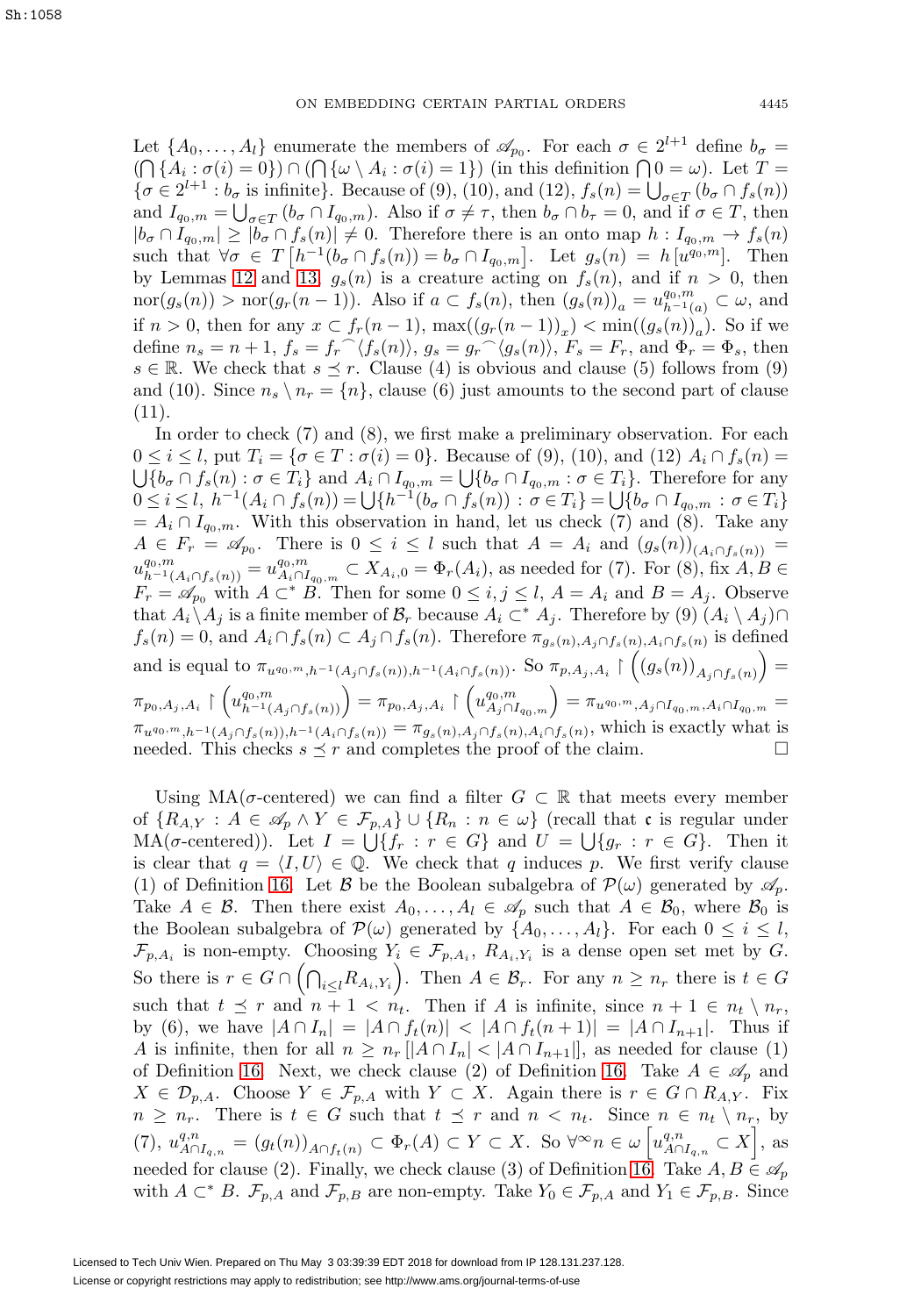Let $\{A_0, \ldots, A_l\}$ enumerate the members of $\mathscr{A}_{p_0}$. For each $\sigma \in 2^{l+1}$ define $b_\sigma = (\bigcap\{A_i : \sigma(i) = 0\}) \cap (\bigcap\{\omega \setminus A_i : \sigma(i) = 1\})$ (in this definition $\bigcap 0 = \omega$). Let $T = \{\sigma \in 2^{l+1} : b_\sigma \text{ is infinite}\}$. Because of (9), (10), and (12), $f_s(n) = \bigcup_{\sigma \in T}(b_\sigma \cap f_s(n))$ and $I_{q_0,m} = \bigcup_{\sigma \in T}(b_\sigma \cap I_{q_0,m})$. Also if $\sigma \neq \tau$, then $b_\sigma \cap b_\tau = 0$, and if $\sigma \in T$, then $|b_\sigma \cap I_{q_0,m}| \geq |b_\sigma \cap f_s(n)| \neq 0$. Therefore there is an onto map $h : I_{q_0,m} \to f_s(n)$ such that $\forall \sigma \in T\left[h^{-1}(b_\sigma \cap f_s(n)) = b_\sigma \cap I_{q_0,m}\right]$. Let $g_s(n) = h\left[u^{q_0,m}\right]$. Then by Lemmas 12 and 13, $g_s(n)$ is a creature acting on $f_s(n)$, and if $n > 0$, then $\operatorname{nor}(g_s(n)) > \operatorname{nor}(g_r(n-1))$. Also if $a \subset f_s(n)$, then $(g_s(n))_a = u^{q_0,m}_{h^{-1}(a)} \subset \omega$, and if $n > 0$, then for any $x \subset f_r(n-1)$, $\max((g_r(n-1))_x) < \min((g_s(n))_a)$. So if we define $n_s = n+1$, $f_s = f_r{}^\frown\langle f_s(n)\rangle$, $g_s = g_r{}^\frown\langle g_s(n)\rangle$, $F_s = F_r$, and $\Phi_r = \Phi_s$, then $s \in \mathbb{R}$. We check that $s \preceq r$. Clause (4) is obvious and clause (5) follows from (9) and (10). Since $n_s \setminus n_r = \{n\}$, clause (6) just amounts to the second part of clause (11).

In order to check (7) and (8), we first make a preliminary observation. For each $0 \leq i \leq l$, put $T_i = \{\sigma \in T : \sigma(i) = 0\}$. Because of (9), (10), and (12) $A_i \cap f_s(n) = \bigcup\{b_\sigma \cap f_s(n) : \sigma \in T_i\}$ and $A_i \cap I_{q_0,m} = \bigcup\{b_\sigma \cap I_{q_0,m} : \sigma \in T_i\}$. Therefore for any $0 \leq i \leq l$, $h^{-1}(A_i \cap f_s(n)) = \bigcup\{h^{-1}(b_\sigma \cap f_s(n)) : \sigma \in T_i\} = \bigcup\{b_\sigma \cap I_{q_0,m} : \sigma \in T_i\} = A_i \cap I_{q_0,m}$. With this observation in hand, let us check (7) and (8). Take any $A \in F_r = \mathscr{A}_{p_0}$. There is $0 \leq i \leq l$ such that $A = A_i$ and $(g_s(n))_{(A_i \cap f_s(n))} = u^{q_0,m}_{h^{-1}(A_i \cap f_s(n))} = u^{q_0,m}_{A_i \cap I_{q_0,m}} \subset X_{A_i,0} = \Phi_r(A_i)$, as needed for (7). For (8), fix $A, B \in F_r = \mathscr{A}_{p_0}$ with $A \subset^* B$. Then for some $0 \leq i, j \leq l$, $A = A_i$ and $B = A_j$. Observe that $A_i \setminus A_j$ is a finite member of $\mathcal{B}_r$ because $A_i \subset^* A_j$. Therefore by (9) $(A_i \setminus A_j) \cap f_s(n) = 0$, and $A_i \cap f_s(n) \subset A_j \cap f_s(n)$. Therefore $\pi_{g_s(n), A_j \cap f_s(n), A_i \cap f_s(n)}$ is defined and is equal to $\pi_{u^{q_0,m}, h^{-1}(A_j \cap f_s(n)), h^{-1}(A_i \cap f_s(n))}$. So $\pi_{p,A_j,A_i} \restriction \left((g_s(n))_{A_j \cap f_s(n)}\right) = \pi_{p_0,A_j,A_i} \restriction \left(u^{q_0,m}_{h^{-1}(A_j \cap f_s(n))}\right) = \pi_{p_0,A_j,A_i} \restriction \left(u^{q_0,m}_{A_j \cap I_{q_0,m}}\right) = \pi_{u^{q_0,m}, A_j \cap I_{q_0,m}, A_i \cap I_{q_0,m}} = \pi_{u^{q_0,m}, h^{-1}(A_j \cap f_s(n)), h^{-1}(A_i \cap f_s(n))} = \pi_{g_s(n), A_j \cap f_s(n), A_i \cap f_s(n)}$, which is exactly what is needed. This checks $s \preceq r$ and completes the proof of the claim. $\square$

Using MA($\sigma$-centered) we can find a filter $G \subset \mathbb{R}$ that meets every member of $\{R_{A,Y} : A \in \mathscr{A}_p \wedge Y \in \mathcal{F}_{p,A}\} \cup \{R_n : n \in \omega\}$ (recall that $\mathfrak{c}$ is regular under MA($\sigma$-centered)). Let $I = \bigcup\{f_r : r \in G\}$ and $U = \bigcup\{g_r : r \in G\}$. Then it is clear that $q = \langle I, U\rangle \in \mathbb{Q}$. We check that $q$ induces $p$. We first verify clause (1) of Definition 16. Let $\mathcal{B}$ be the Boolean subalgebra of $\mathcal{P}(\omega)$ generated by $\mathscr{A}_p$. Take $A \in \mathcal{B}$. Then there exist $A_0, \ldots, A_l \in \mathscr{A}_p$ such that $A \in \mathcal{B}_0$, where $\mathcal{B}_0$ is the Boolean subalgebra of $\mathcal{P}(\omega)$ generated by $\{A_0, \ldots, A_l\}$. For each $0 \leq i \leq l$, $\mathcal{F}_{p,A_i}$ is non-empty. Choosing $Y_i \in \mathcal{F}_{p,A_i}$, $R_{A_i,Y_i}$ is a dense open set met by $G$. So there is $r \in G \cap \left(\bigcap_{i \leq l} R_{A_i,Y_i}\right)$. Then $A \in \mathcal{B}_r$. For any $n \geq n_r$ there is $t \in G$ such that $t \preceq r$ and $n+1 < n_t$. Then if $A$ is infinite, since $n+1 \in n_t \setminus n_r$, by (6), we have $|A \cap I_n| = |A \cap f_t(n)| < |A \cap f_t(n+1)| = |A \cap I_{n+1}|$. Thus if $A$ is infinite, then for all $n \geq n_r\,[|A \cap I_n| < |A \cap I_{n+1}|]$, as needed for clause (1) of Definition 16. Next, we check clause (2) of Definition 16. Take $A \in \mathscr{A}_p$ and $X \in \mathcal{D}_{p,A}$. Choose $Y \in \mathcal{F}_{p,A}$ with $Y \subset X$. Again there is $r \in G \cap R_{A,Y}$. Fix $n \geq n_r$. There is $t \in G$ such that $t \preceq r$ and $n < n_t$. Since $n \in n_t \setminus n_r$, by (7), $u^{q,n}_{A \cap I_{q,n}} = (g_t(n))_{A \cap f_t(n)} \subset \Phi_r(A) \subset Y \subset X$. So $\forall^\infty n \in \omega\left[u^{q,n}_{A \cap I_{q,n}} \subset X\right]$, as needed for clause (2). Finally, we check clause (3) of Definition 16. Take $A, B \in \mathscr{A}_p$ with $A \subset^* B$. $\mathcal{F}_{p,A}$ and $\mathcal{F}_{p,B}$ are non-empty. Take $Y_0 \in \mathcal{F}_{p,A}$ and $Y_1 \in \mathcal{F}_{p,B}$. Since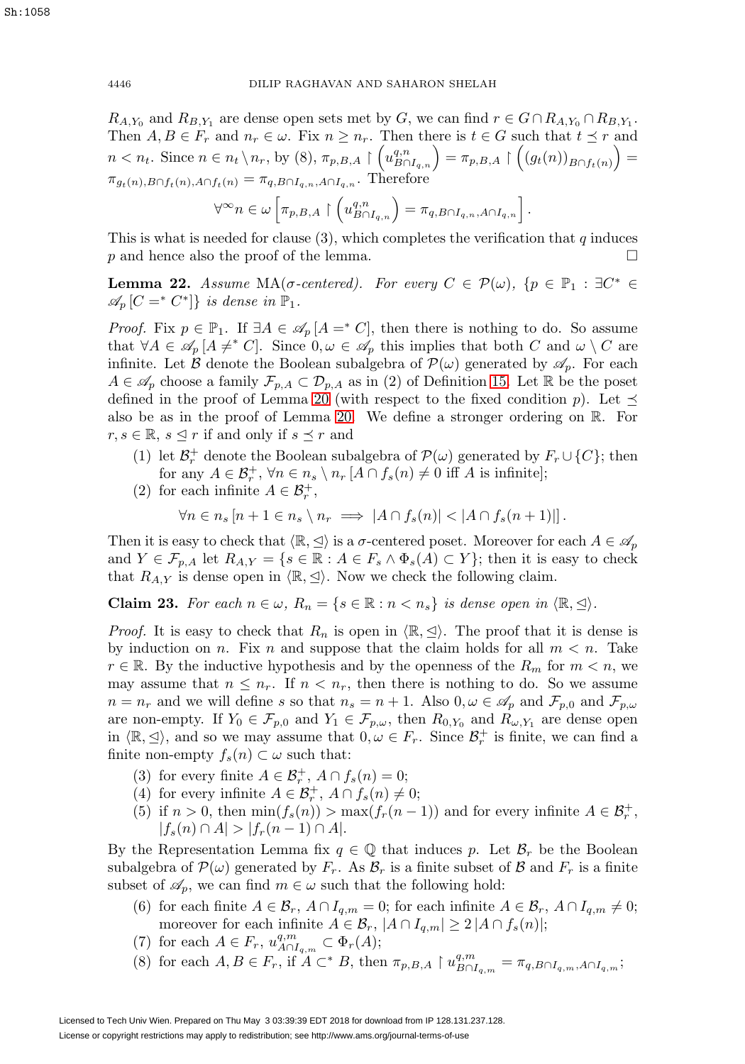$R_{A,Y_0}$ and $R_{B,Y_1}$ are dense open sets met by $G$, we can find $r \in G \cap R_{A,Y_0} \cap R_{B,Y_1}$. Then $A, B \in F_r$ and $n_r \in \omega$. Fix $n \geq n_r$. Then there is $t \in G$ such that $t \preceq r$ and $n < n_t$. Since $n \in n_t \setminus n_r$, by (8), $\pi_{p,B,A} \restriction \left(u^{q,n}_{B \cap I_{q,n}}\right) = \pi_{p,B,A} \restriction \left((g_t(n))_{B \cap f_t(n)}\right) = \pi_{g_t(n), B\cap f_t(n), A \cap f_t(n)} = \pi_{q, B \cap I_{q,n}, A \cap I_{q,n}}$. Therefore

$$\forall^\infty n \in \omega \left[\pi_{p,B,A} \restriction \left(u^{q,n}_{B\cap I_{q,n}}\right) = \pi_{q, B\cap I_{q,n}, A \cap I_{q,n}}\right].$$

This is what is needed for clause (3), which completes the verification that $q$ induces $p$ and hence also the proof of the lemma. □

**Lemma 22.** *Assume* MA($\sigma$-*centered*). *For every* $C \in \mathcal{P}(\omega)$, $\{p \in \mathbb{P}_1 : \exists C^* \in \mathscr{A}_p \left[C =^* C^*\right]\}$ *is dense in* $\mathbb{P}_1$.

*Proof.* Fix $p \in \mathbb{P}_1$. If $\exists A \in \mathscr{A}_p \left[A =^* C\right]$, then there is nothing to do. So assume that $\forall A \in \mathscr{A}_p \left[A \neq^* C\right]$. Since $0, \omega \in \mathscr{A}_p$ this implies that both $C$ and $\omega \setminus C$ are infinite. Let $\mathcal{B}$ denote the Boolean subalgebra of $\mathcal{P}(\omega)$ generated by $\mathscr{A}_p$. For each $A \in \mathscr{A}_p$ choose a family $\mathcal{F}_{p,A} \subset \mathcal{D}_{p,A}$ as in (2) of Definition 15. Let $\mathbb{R}$ be the poset defined in the proof of Lemma 20 (with respect to the fixed condition $p$). Let $\preceq$ also be as in the proof of Lemma 20. We define a stronger ordering on $\mathbb{R}$. For $r, s \in \mathbb{R}$, $s \trianglelefteq r$ if and only if $s \preceq r$ and

1. let $\mathcal{B}^+_r$ denote the Boolean subalgebra of $\mathcal{P}(\omega)$ generated by $F_r \cup \{C\}$; then for any $A \in \mathcal{B}^+_r$, $\forall n \in n_s \setminus n_r \left[A \cap f_s(n) \neq 0 \text{ iff } A \text{ is infinite}\right]$;
2. for each infinite $A \in \mathcal{B}^+_r$,
$$\forall n \in n_s \left[n+1 \in n_s \setminus n_r \implies \left|A \cap f_s(n)\right| < \left|A \cap f_s(n+1)\right|\right].$$

Then it is easy to check that $\langle \mathbb{R}, \trianglelefteq\rangle$ is a $\sigma$-centered poset. Moreover for each $A \in \mathscr{A}_p$ and $Y \in \mathcal{F}_{p,A}$ let $R_{A,Y} = \{s \in \mathbb{R} : A \in F_s \wedge \Phi_s(A) \subset Y\}$; then it is easy to check that $R_{A,Y}$ is dense open in $\langle \mathbb{R}, \trianglelefteq\rangle$. Now we check the following claim.

**Claim 23.** *For each* $n \in \omega$, $R_n = \{s \in \mathbb{R} : n < n_s\}$ *is dense open in* $\langle \mathbb{R}, \trianglelefteq\rangle$.

*Proof.* It is easy to check that $R_n$ is open in $\langle \mathbb{R}, \trianglelefteq\rangle$. The proof that it is dense is by induction on $n$. Fix $n$ and suppose that the claim holds for all $m < n$. Take $r \in \mathbb{R}$. By the inductive hypothesis and by the openness of the $R_m$ for $m < n$, we may assume that $n \leq n_r$. If $n < n_r$, then there is nothing to do. So we assume $n = n_r$ and we will define $s$ so that $n_s = n + 1$. Also $0, \omega \in \mathscr{A}_p$ and $\mathcal{F}_{p,0}$ and $\mathcal{F}_{p,\omega}$ are non-empty. If $Y_0 \in \mathcal{F}_{p,0}$ and $Y_1 \in \mathcal{F}_{p,\omega}$, then $R_{0,Y_0}$ and $R_{\omega,Y_1}$ are dense open in $\langle \mathbb{R}, \trianglelefteq\rangle$, and so we may assume that $0, \omega \in F_r$. Since $\mathcal{B}^+_r$ is finite, we can find a finite non-empty $f_s(n) \subset \omega$ such that:

3. for every finite $A \in \mathcal{B}^+_r$, $A \cap f_s(n) = 0$;
4. for every infinite $A \in \mathcal{B}^+_r$, $A \cap f_s(n) \neq 0$;
5. if $n > 0$, then $\min(f_s(n)) > \max(f_r(n-1))$ and for every infinite $A \in \mathcal{B}^+_r$, $\left|f_s(n) \cap A\right| > \left|f_r(n-1) \cap A\right|$.

By the Representation Lemma fix $q \in \mathbb{Q}$ that induces $p$. Let $\mathcal{B}_r$ be the Boolean subalgebra of $\mathcal{P}(\omega)$ generated by $F_r$. As $\mathcal{B}_r$ is a finite subset of $\mathcal{B}$ and $F_r$ is a finite subset of $\mathscr{A}_p$, we can find $m \in \omega$ such that the following hold:

6. for each finite $A \in \mathcal{B}_r$, $A \cap I_{q,m} = 0$; for each infinite $A \in \mathcal{B}_r$, $A \cap I_{q,m} \neq 0$; moreover for each infinite $A \in \mathcal{B}_r$, $\left|A \cap I_{q,m}\right| \geq 2\left|A \cap f_s(n)\right|$;
7. for each $A \in F_r$, $u^{q,m}_{A \cap I_{q,m}} \subset \Phi_r(A)$;
8. for each $A, B \in F_r$, if $A \subset^* B$, then $\pi_{p,B,A} \restriction u^{q,m}_{B \cap I_{q,m}} = \pi_{q, B\cap I_{q,m}, A \cap I_{q,m}}$;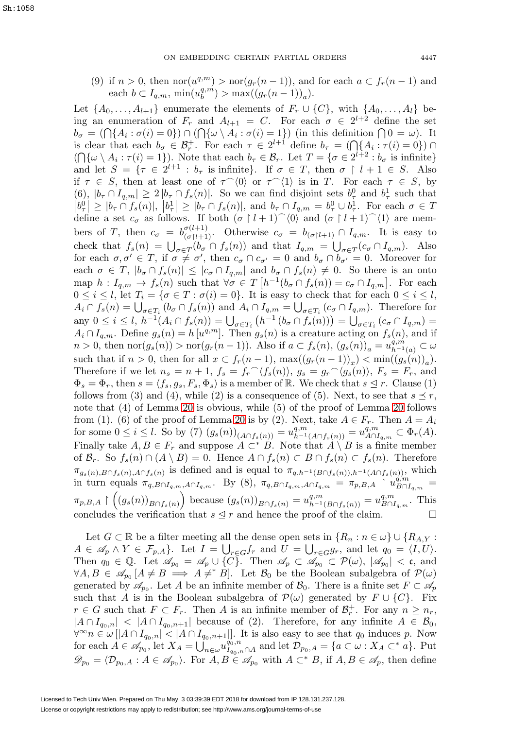(9) if $n > 0$, then $\operatorname{nor}(u^{q,m}) > \operatorname{nor}(g_r(n-1))$, and for each $a \subset f_r(n-1)$ and each $b \subset I_{q,m}$, $\min(u^{q,m}_b) > \max((g_r(n-1))_a)$.

Let $\{A_0, \dots, A_{l+1}\}$ enumerate the elements of $F_r \cup \{C\}$, with $\{A_0, \dots, A_l\}$ being an enumeration of $F_r$ and $A_{l+1} = C$. For each $\sigma \in 2^{l+2}$ define the set $b_\sigma = (\bigcap\{A_i : \sigma(i) = 0\}) \cap (\bigcap\{\omega \setminus A_i : \sigma(i) = 1\})$ (in this definition $\bigcap 0 = \omega$). It is clear that each $b_\sigma \in \mathcal{B}^+_r$. For each $\tau \in 2^{l+1}$ define $b_\tau = (\bigcap\{A_i : \tau(i) = 0\}) \cap (\bigcap\{\omega \setminus A_i : \tau(i) = 1\})$. Note that each $b_\tau \in \mathcal{B}_r$. Let $T = \{\sigma \in 2^{l+2} : b_\sigma \text{ is infinite}\}$ and let $S = \{\tau \in 2^{l+1} : b_\tau \text{ is infinite}\}$. If $\sigma \in T$, then $\sigma \restriction l+1 \in S$. Also if $\tau \in S$, then at least one of $\tau^\frown\langle 0\rangle$ or $\tau^\frown\langle 1\rangle$ is in $T$. For each $\tau \in S$, by (6), $|b_\tau \cap I_{q,m}| \geq 2\,|b_\tau \cap f_s(n)|$. So we can find disjoint sets $b^0_\tau$ and $b^1_\tau$ such that $|b^0_\tau| \geq |b_\tau \cap f_s(n)|$, $|b^1_\tau| \geq |b_\tau \cap f_s(n)|$, and $b_\tau \cap I_{q,m} = b^0_\tau \cup b^1_\tau$. For each $\sigma \in T$ define a set $c_\sigma$ as follows. If both $(\sigma \restriction l+1)^\frown\langle 0\rangle$ and $(\sigma \restriction l+1)^\frown\langle 1\rangle$ are members of $T$, then $c_\sigma = b^{\sigma(l+1)}_{(\sigma\restriction l+1)}$. Otherwise $c_\sigma = b_{(\sigma\restriction l+1)} \cap I_{q,m}$. It is easy to check that $f_s(n) = \bigcup_{\sigma\in T}(b_\sigma \cap f_s(n))$ and that $I_{q,m} = \bigcup_{\sigma\in T}(c_\sigma \cap I_{q,m})$. Also for each $\sigma, \sigma' \in T$, if $\sigma \neq \sigma'$, then $c_\sigma \cap c_{\sigma'} = 0$ and $b_\sigma \cap b_{\sigma'} = 0$. Moreover for each $\sigma \in T$, $|b_\sigma \cap f_s(n)| \leq |c_\sigma \cap I_{q,m}|$ and $b_\sigma \cap f_s(n) \neq 0$. So there is an onto map $h : I_{q,m} \to f_s(n)$ such that $\forall \sigma \in T\left[h^{-1}(b_\sigma \cap f_s(n)) = c_\sigma \cap I_{q,m}\right]$. For each $0 \leq i \leq l$, let $T_i = \{\sigma \in T : \sigma(i) = 0\}$. It is easy to check that for each $0 \leq i \leq l$, $A_i \cap f_s(n) = \bigcup_{\sigma\in T_i}(b_\sigma \cap f_s(n))$ and $A_i \cap I_{q,m} = \bigcup_{\sigma\in T_i}(c_\sigma \cap I_{q,m})$. Therefore for any $0 \leq i \leq l$, $h^{-1}(A_i \cap f_s(n)) = \bigcup_{\sigma\in T_i}\left(h^{-1}(b_\sigma \cap f_s(n))\right) = \bigcup_{\sigma\in T_i}(c_\sigma \cap I_{q,m}) = A_i \cap I_{q,m}$. Define $g_s(n) = h\,[u^{q,m}]$. Then $g_s(n)$ is a creature acting on $f_s(n)$, and if $n > 0$, then $\operatorname{nor}(g_s(n)) > \operatorname{nor}(g_r(n-1))$. Also if $a \subset f_s(n)$, $(g_s(n))_a = u^{q,m}_{h^{-1}(a)} \subset \omega$ such that if $n > 0$, then for all $x \subset f_r(n-1)$, $\max((g_r(n-1))_x) < \min((g_s(n))_a)$. Therefore if we let $n_s = n+1$, $f_s = f_r{}^\frown\langle f_s(n)\rangle$, $g_s = g_r{}^\frown\langle g_s(n)\rangle$, $F_s = F_r$, and $\Phi_s = \Phi_r$, then $s = \langle f_s, g_s, F_s, \Phi_s\rangle$ is a member of $\mathbb{R}$. We check that $s \trianglelefteq r$. Clause (1) follows from (3) and (4), while (2) is a consequence of (5). Next, to see that $s \preceq r$, note that (4) of Lemma 20 is obvious, while (5) of the proof of Lemma 20 follows from (1). (6) of the proof of Lemma 20 is by (2). Next, take $A \in F_r$. Then $A = A_i$ for some $0 \leq i \leq l$. So by (7) $(g_s(n))_{(A\cap f_s(n))} = u^{q,m}_{h^{-1}(A\cap f_s(n))} = u^{q,m}_{A\cap I_{q,m}} \subset \Phi_r(A)$. Finally take $A, B \in F_r$ and suppose $A \subset^* B$. Note that $A \setminus B$ is a finite member of $\mathcal{B}_r$. So $f_s(n) \cap (A \setminus B) = 0$. Hence $A \cap f_s(n) \subset B \cap f_s(n) \subset f_s(n)$. Therefore $\pi_{g_s(n), B\cap f_s(n), A\cap f_s(n)}$ is defined and is equal to $\pi_{q, h^{-1}(B\cap f_s(n)), h^{-1}(A\cap f_s(n))}$, which in turn equals $\pi_{q, B\cap I_{q,m}, A\cap I_{q,m}}$. By (8), $\pi_{q, B\cap I_{q,m}, A\cap I_{q,m}} = \pi_{p,B,A} \restriction u^{q,m}_{B\cap I_{q,m}} = \pi_{p,B,A} \restriction \left((g_s(n))_{B\cap f_s(n)}\right)$ because $(g_s(n))_{B\cap f_s(n)} = u^{q,m}_{h^{-1}(B\cap f_s(n))} = u^{q,m}_{B\cap I_{q,m}}$. This concludes the verification that $s \trianglelefteq r$ and hence the proof of the claim. $\square$

Let $G \subset \mathbb{R}$ be a filter meeting all the dense open sets in $\{R_n : n \in \omega\} \cup \{R_{A,Y} : A \in \mathscr{A}_p \wedge Y \in \mathcal{F}_{p,A}\}$. Let $I = \bigcup_{r\in G} f_r$ and $U = \bigcup_{r\in G} g_r$, and let $q_0 = \langle I, U\rangle$. Then $q_0 \in \mathbb{Q}$. Let $\mathscr{A}_{p_0} = \mathscr{A}_p \cup \{C\}$. Then $\mathscr{A}_p \subset \mathscr{A}_{p_0} \subset \mathcal{P}(\omega)$, $|\mathscr{A}_{p_0}| < \mathfrak{c}$, and $\forall A, B \in \mathscr{A}_{p_0}\left[A \neq B \implies A \neq^* B\right]$. Let $\mathcal{B}_0$ be the Boolean subalgebra of $\mathcal{P}(\omega)$ generated by $\mathscr{A}_{p_0}$. Let $A$ be an infinite member of $\mathcal{B}_0$. There is a finite set $F \subset \mathscr{A}_p$ such that $A$ is in the Boolean subalgebra of $\mathcal{P}(\omega)$ generated by $F \cup \{C\}$. Fix $r \in G$ such that $F \subset F_r$. Then $A$ is an infinite member of $\mathcal{B}^+_r$. For any $n \geq n_r$, $|A \cap I_{q_0,n}| < |A \cap I_{q_0,n+1}|$ because of (2). Therefore, for any infinite $A \in \mathcal{B}_0$, $\forall^\infty n \in \omega\left[|A \cap I_{q_0,n}| < |A \cap I_{q_0,n+1}|\right]$. It is also easy to see that $q_0$ induces $p$. Now for each $A \in \mathscr{A}_{p_0}$, let $X_A = \bigcup_{n\in\omega} u^{q_0,n}_{I_{q_0,n}\cap A}$ and let $\mathcal{D}_{p_0,A} = \{a \subset \omega : X_A \subset^* a\}$. Put $\mathscr{D}_{p_0} = \langle \mathcal{D}_{p_0,A} : A \in \mathscr{A}_{p_0}\rangle$. For $A, B \in \mathscr{A}_{p_0}$ with $A \subset^* B$, if $A, B \in \mathscr{A}_p$, then define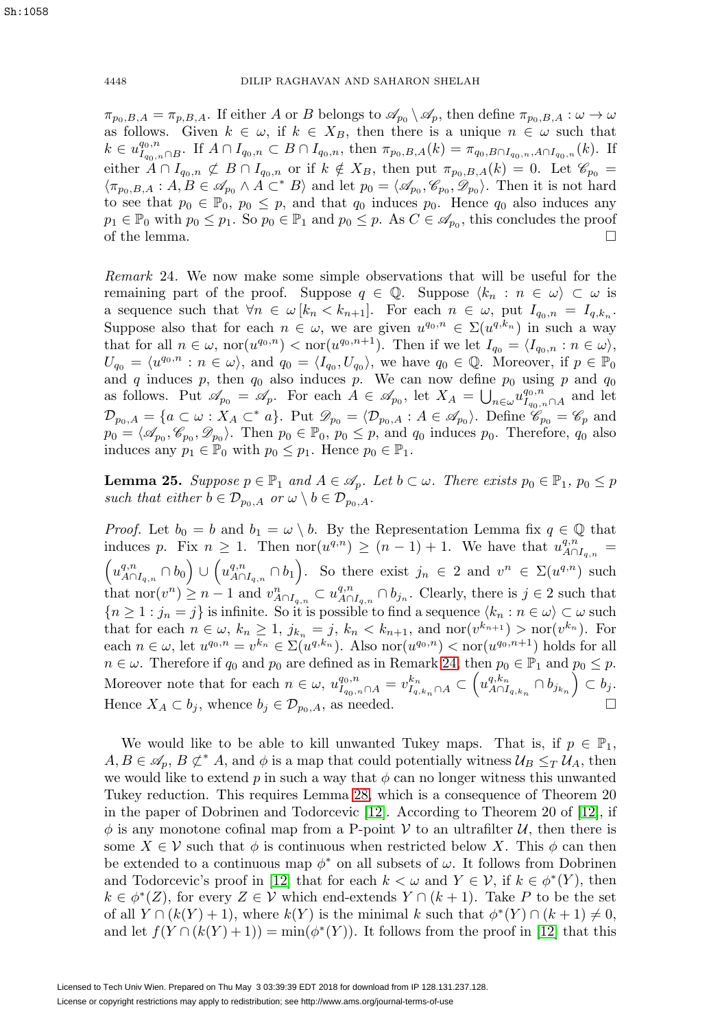$\pi_{p_0,B,A} = \pi_{p,B,A}$. If either $A$ or $B$ belongs to $\mathscr{A}_{p_0} \setminus \mathscr{A}_p$, then define $\pi_{p_0,B,A} : \omega \to \omega$ as follows. Given $k \in \omega$, if $k \in X_B$, then there is a unique $n \in \omega$ such that $k \in u^{q_0,n}_{I_{q_0,n} \cap B}$. If $A \cap I_{q_0,n} \subset B \cap I_{q_0,n}$, then $\pi_{p_0,B,A}(k) = \pi_{q_0,B\cap I_{q_0,n},A\cap I_{q_0,n}}(k)$. If either $A \cap I_{q_0,n} \not\subset B \cap I_{q_0,n}$ or if $k \notin X_B$, then put $\pi_{p_0,B,A}(k) = 0$. Let $\mathscr{C}_{p_0} = \langle \pi_{p_0,B,A} : A, B \in \mathscr{A}_{p_0} \wedge A \subset^* B \rangle$ and let $p_0 = \langle \mathscr{A}_{p_0}, \mathscr{C}_{p_0}, \mathscr{D}_{p_0} \rangle$. Then it is not hard to see that $p_0 \in \mathbb{P}_0$, $p_0 \leq p$, and that $q_0$ induces $p_0$. Hence $q_0$ also induces any $p_1 \in \mathbb{P}_0$ with $p_0 \leq p_1$. So $p_0 \in \mathbb{P}_1$ and $p_0 \leq p$. As $C \in \mathscr{A}_{p_0}$, this concludes the proof of the lemma. □

*Remark* 24. We now make some simple observations that will be useful for the remaining part of the proof. Suppose $q \in \mathbb{Q}$. Suppose $\langle k_n : n \in \omega \rangle \subset \omega$ is a sequence such that $\forall n \in \omega \, [k_n < k_{n+1}]$. For each $n \in \omega$, put $I_{q_0,n} = I_{q,k_n}$. Suppose also that for each $n \in \omega$, we are given $u^{q_0,n} \in \Sigma(u^{q,k_n})$ in such a way that for all $n \in \omega$, $\operatorname{nor}(u^{q_0,n}) < \operatorname{nor}(u^{q_0,n+1})$. Then if we let $I_{q_0} = \langle I_{q_0,n} : n \in \omega \rangle$, $U_{q_0} = \langle u^{q_0,n} : n \in \omega \rangle$, and $q_0 = \langle I_{q_0}, U_{q_0} \rangle$, we have $q_0 \in \mathbb{Q}$. Moreover, if $p \in \mathbb{P}_0$ and $q$ induces $p$, then $q_0$ also induces $p$. We can now define $p_0$ using $p$ and $q_0$ as follows. Put $\mathscr{A}_{p_0} = \mathscr{A}_p$. For each $A \in \mathscr{A}_{p_0}$, let $X_A = \bigcup_{n\in\omega} u^{q_0,n}_{I_{q_0,n}\cap A}$ and let $\mathcal{D}_{p_0,A} = \{a \subset \omega : X_A \subset^* a\}$. Put $\mathscr{D}_{p_0} = \langle \mathcal{D}_{p_0,A} : A \in \mathscr{A}_{p_0} \rangle$. Define $\mathscr{C}_{p_0} = \mathscr{C}_p$ and $p_0 = \langle \mathscr{A}_{p_0}, \mathscr{C}_{p_0}, \mathscr{D}_{p_0} \rangle$. Then $p_0 \in \mathbb{P}_0$, $p_0 \leq p$, and $q_0$ induces $p_0$. Therefore, $q_0$ also induces any $p_1 \in \mathbb{P}_0$ with $p_0 \leq p_1$. Hence $p_0 \in \mathbb{P}_1$.

**Lemma 25.** *Suppose $p \in \mathbb{P}_1$ and $A \in \mathscr{A}_p$. Let $b \subset \omega$. There exists $p_0 \in \mathbb{P}_1$, $p_0 \leq p$ such that either $b \in \mathcal{D}_{p_0,A}$ or $\omega \setminus b \in \mathcal{D}_{p_0,A}$.*

*Proof.* Let $b_0 = b$ and $b_1 = \omega \setminus b$. By the Representation Lemma fix $q \in \mathbb{Q}$ that induces $p$. Fix $n \geq 1$. Then $\operatorname{nor}(u^{q,n}) \geq (n-1)+1$. We have that $u^{q,n}_{A\cap I_{q,n}} = \left(u^{q,n}_{A\cap I_{q,n}} \cap b_0\right) \cup \left(u^{q,n}_{A\cap I_{q,n}} \cap b_1\right)$. So there exist $j_n \in 2$ and $v^n \in \Sigma(u^{q,n})$ such that $\operatorname{nor}(v^n) \geq n-1$ and $v^n_{A\cap I_{q,n}} \subset u^{q,n}_{A\cap I_{q,n}} \cap b_{j_n}$. Clearly, there is $j \in 2$ such that $\{n \geq 1 : j_n = j\}$ is infinite. So it is possible to find a sequence $\langle k_n : n \in \omega \rangle \subset \omega$ such that for each $n \in \omega$, $k_n \geq 1$, $j_{k_n} = j$, $k_n < k_{n+1}$, and $\operatorname{nor}(v^{k_{n+1}}) > \operatorname{nor}(v^{k_n})$. For each $n \in \omega$, let $u^{q_0,n} = v^{k_n} \in \Sigma(u^{q,k_n})$. Also $\operatorname{nor}(u^{q_0,n}) < \operatorname{nor}(u^{q_0,n+1})$ holds for all $n \in \omega$. Therefore if $q_0$ and $p_0$ are defined as in Remark 24, then $p_0 \in \mathbb{P}_1$ and $p_0 \leq p$. Moreover note that for each $n \in \omega$, $u^{q_0,n}_{I_{q_0,n}\cap A} = v^{k_n}_{I_{q,k_n}\cap A} \subset \left(u^{q,k_n}_{A\cap I_{q,k_n}} \cap b_{j_{k_n}}\right) \subset b_j$. Hence $X_A \subset b_j$, whence $b_j \in \mathcal{D}_{p_0,A}$, as needed. □

We would like to be able to kill unwanted Tukey maps. That is, if $p \in \mathbb{P}_1$, $A, B \in \mathscr{A}_p$, $B \not\subset^* A$, and $\phi$ is a map that could potentially witness $\mathcal{U}_B \leq_T \mathcal{U}_A$, then we would like to extend $p$ in such a way that $\phi$ can no longer witness this unwanted Tukey reduction. This requires Lemma 28, which is a consequence of Theorem 20 in the paper of Dobrinen and Todorcevic [12]. According to Theorem 20 of [12], if $\phi$ is any monotone cofinal map from a P-point $\mathcal{V}$ to an ultrafilter $\mathcal{U}$, then there is some $X \in \mathcal{V}$ such that $\phi$ is continuous when restricted below $X$. This $\phi$ can then be extended to a continuous map $\phi^*$ on all subsets of $\omega$. It follows from Dobrinen and Todorcevic's proof in [12] that for each $k < \omega$ and $Y \in \mathcal{V}$, if $k \in \phi^*(Y)$, then $k \in \phi^*(Z)$, for every $Z \in \mathcal{V}$ which end-extends $Y \cap (k+1)$. Take $P$ to be the set of all $Y \cap (k(Y)+1)$, where $k(Y)$ is the minimal $k$ such that $\phi^*(Y) \cap (k+1) \neq 0$, and let $f(Y \cap (k(Y)+1)) = \min(\phi^*(Y))$. It follows from the proof in [12] that this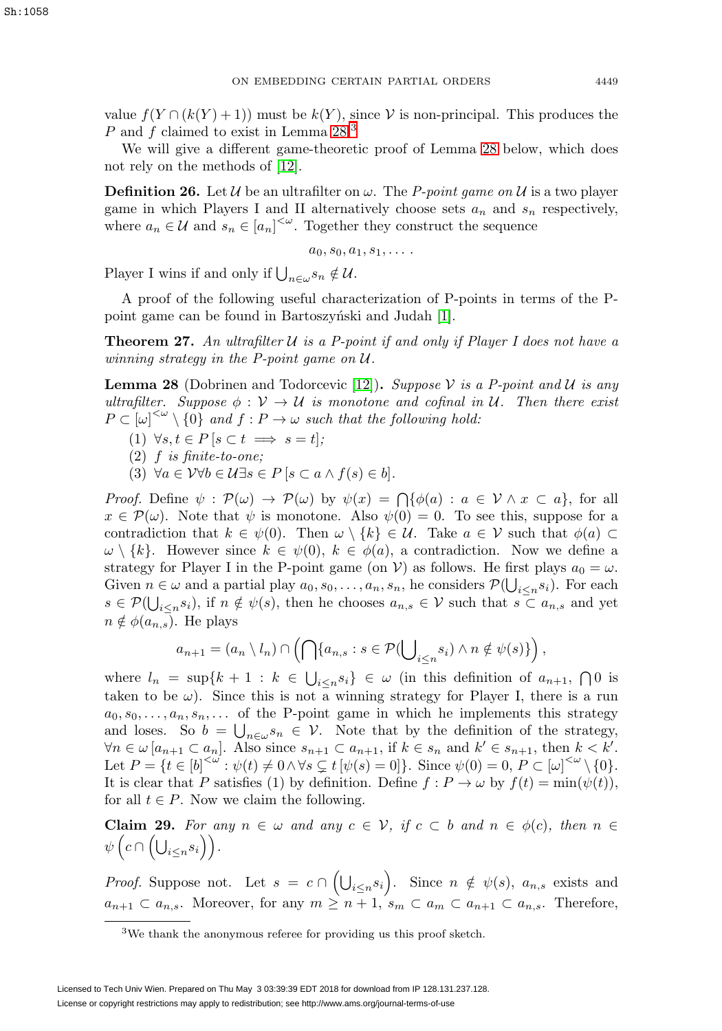value $f(Y \cap (k(Y)+1))$ must be $k(Y)$, since $\mathcal{V}$ is non-principal. This produces the $P$ and $f$ claimed to exist in Lemma 28.[3]

We will give a different game-theoretic proof of Lemma 28 below, which does not rely on the methods of [12].

**Definition 26.** Let $\mathcal{U}$ be an ultrafilter on $\omega$. The *P-point game on* $\mathcal{U}$ is a two player game in which Players I and II alternatively choose sets $a_n$ and $s_n$ respectively, where $a_n \in \mathcal{U}$ and $s_n \in [a_n]^{<\omega}$. Together they construct the sequence

$$a_0, s_0, a_1, s_1, \ldots .$$

Player I wins if and only if $\bigcup_{n\in\omega} s_n \notin \mathcal{U}$.

A proof of the following useful characterization of P-points in terms of the P-point game can be found in Bartoszyński and Judah [1].

**Theorem 27.** *An ultrafilter* $\mathcal{U}$ *is a P-point if and only if Player I does not have a winning strategy in the P-point game on* $\mathcal{U}$.

**Lemma 28** (Dobrinen and Todorcevic [12])**.** *Suppose* $\mathcal{V}$ *is a P-point and* $\mathcal{U}$ *is any ultrafilter. Suppose* $\phi : \mathcal{V} \to \mathcal{U}$ *is monotone and cofinal in* $\mathcal{U}$*. Then there exist* $P \subset [\omega]^{<\omega} \setminus \{0\}$ *and* $f : P \to \omega$ *such that the following hold:*

(1) $\forall s, t \in P\, [s \subset t \implies s = t]$;
(2) $f$ *is finite-to-one;*
(3) $\forall a \in \mathcal{V} \forall b \in \mathcal{U} \exists s \in P\, [s \subset a \wedge f(s) \in b]$.

*Proof.* Define $\psi : \mathcal{P}(\omega) \to \mathcal{P}(\omega)$ by $\psi(x) = \bigcap\{\phi(a) : a \in \mathcal{V} \wedge x \subset a\}$, for all $x \in \mathcal{P}(\omega)$. Note that $\psi$ is monotone. Also $\psi(0) = 0$. To see this, suppose for a contradiction that $k \in \psi(0)$. Then $\omega \setminus \{k\} \in \mathcal{U}$. Take $a \in \mathcal{V}$ such that $\phi(a) \subset \omega \setminus \{k\}$. However since $k \in \psi(0)$, $k \in \phi(a)$, a contradiction. Now we define a strategy for Player I in the P-point game (on $\mathcal{V}$) as follows. He first plays $a_0 = \omega$. Given $n \in \omega$ and a partial play $a_0, s_0, \ldots, a_n, s_n$, he considers $\mathcal{P}(\bigcup_{i\leq n} s_i)$. For each $s \in \mathcal{P}(\bigcup_{i\leq n} s_i)$, if $n \notin \psi(s)$, then he chooses $a_{n,s} \in \mathcal{V}$ such that $s \subset a_{n,s}$ and yet $n \notin \phi(a_{n,s})$. He plays

$$a_{n+1} = (a_n \setminus l_n) \cap \left(\bigcap\{a_{n,s} : s \in \mathcal{P}(\bigcup_{i\leq n} s_i) \wedge n \notin \psi(s)\}\right),$$

where $l_n = \sup\{k+1 : k \in \bigcup_{i\leq n} s_i\} \in \omega$ (in this definition of $a_{n+1}$, $\bigcap 0$ is taken to be $\omega$). Since this is not a winning strategy for Player I, there is a run $a_0, s_0, \ldots, a_n, s_n, \ldots$ of the P-point game in which he implements this strategy and loses. So $b = \bigcup_{n\in\omega} s_n \in \mathcal{V}$. Note that by the definition of the strategy, $\forall n \in \omega\, [a_{n+1} \subset a_n]$. Also since $s_{n+1} \subset a_{n+1}$, if $k \in s_n$ and $k' \in s_{n+1}$, then $k < k'$. Let $P = \{t \in [b]^{<\omega} : \psi(t) \neq 0 \wedge \forall s \subsetneq t\, [\psi(s) = 0]\}$. Since $\psi(0) = 0$, $P \subset [\omega]^{<\omega} \setminus \{0\}$. It is clear that $P$ satisfies (1) by definition. Define $f : P \to \omega$ by $f(t) = \min(\psi(t))$, for all $t \in P$. Now we claim the following.

**Claim 29.** *For any* $n \in \omega$ *and any* $c \in \mathcal{V}$*, if* $c \subset b$ *and* $n \in \phi(c)$*, then* $n \in \psi\left(c \cap \left(\bigcup_{i\leq n} s_i\right)\right)$.

*Proof.* Suppose not. Let $s = c \cap \left(\bigcup_{i\leq n} s_i\right)$. Since $n \notin \psi(s)$, $a_{n,s}$ exists and $a_{n+1} \subset a_{n,s}$. Moreover, for any $m \geq n+1$, $s_m \subset a_m \subset a_{n+1} \subset a_{n,s}$. Therefore,

[3] We thank the anonymous referee for providing us this proof sketch.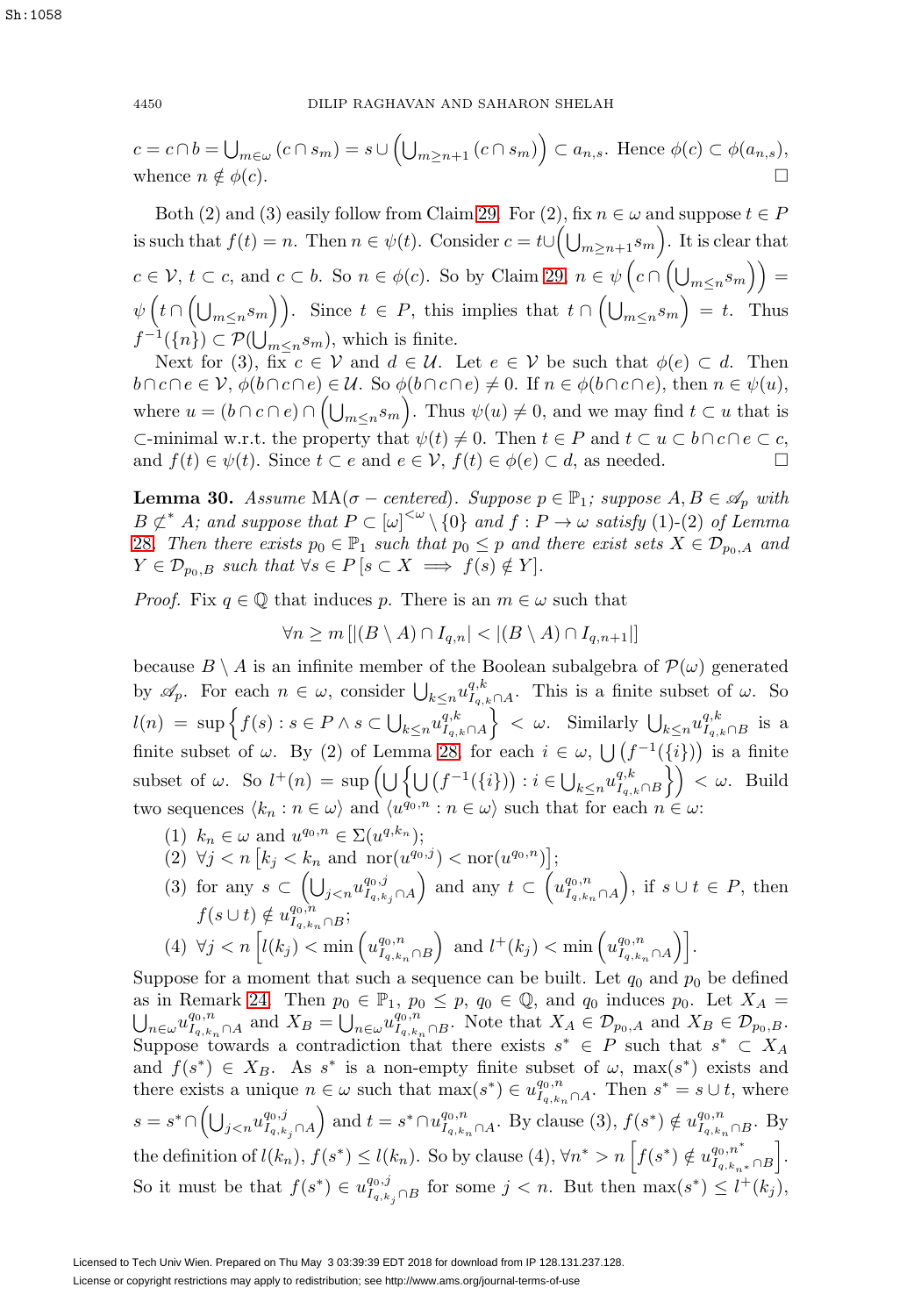$c = c \cap b = \bigcup_{m\in\omega}(c \cap s_m) = s \cup \left(\bigcup_{m\geq n+1}(c \cap s_m)\right) \subset a_{n,s}$. Hence $\phi(c) \subset \phi(a_{n,s})$, whence $n \notin \phi(c)$. $\square$

Both (2) and (3) easily follow from Claim 29. For (2), fix $n \in \omega$ and suppose $t \in P$ is such that $f(t) = n$. Then $n \in \psi(t)$. Consider $c = t \cup \left(\bigcup_{m\geq n+1} s_m\right)$. It is clear that $c \in \mathcal{V}$, $t \subset c$, and $c \subset b$. So $n \in \phi(c)$. So by Claim 29, $n \in \psi\left(c \cap \left(\bigcup_{m\leq n} s_m\right)\right) = \psi\left(t \cap \left(\bigcup_{m\leq n} s_m\right)\right)$. Since $t \in P$, this implies that $t \cap \left(\bigcup_{m\leq n} s_m\right) = t$. Thus $f^{-1}(\{n\}) \subset \mathcal{P}(\bigcup_{m\leq n} s_m)$, which is finite.

Next for (3), fix $c \in \mathcal{V}$ and $d \in \mathcal{U}$. Let $e \in \mathcal{V}$ be such that $\phi(e) \subset d$. Then $b \cap c \cap e \in \mathcal{V}$, $\phi(b \cap c \cap e) \in \mathcal{U}$. So $\phi(b \cap c \cap e) \neq 0$. If $n \in \phi(b \cap c \cap e)$, then $n \in \psi(u)$, where $u = (b \cap c \cap e) \cap \left(\bigcup_{m\leq n} s_m\right)$. Thus $\psi(u) \neq 0$, and we may find $t \subset u$ that is $\subset$-minimal w.r.t. the property that $\psi(t) \neq 0$. Then $t \in P$ and $t \subset u \subset b \cap c \cap e \subset c$, and $f(t) \in \psi(t)$. Since $t \subset e$ and $e \in \mathcal{V}$, $f(t) \in \phi(e) \subset d$, as needed. $\square$

**Lemma 30.** *Assume* $\mathrm{MA}(\sigma-\textit{centered})$. *Suppose* $p \in \mathbb{P}_1$*; suppose* $A, B \in \mathscr{A}_p$ *with* $B \not\subset^* A$*; and suppose that* $P \subset [\omega]^{<\omega} \setminus \{0\}$ *and* $f : P \to \omega$ *satisfy (1)-(2) of Lemma 28. Then there exists* $p_0 \in \mathbb{P}_1$ *such that* $p_0 \leq p$ *and there exist sets* $X \in \mathcal{D}_{p_0,A}$ *and* $Y \in \mathcal{D}_{p_0,B}$ *such that* $\forall s \in P\,[s \subset X \implies f(s) \notin Y]$.

*Proof.* Fix $q \in \mathbb{Q}$ that induces $p$. There is an $m \in \omega$ such that

$$\forall n \geq m\,[|(B \setminus A) \cap I_{q,n}| < |(B \setminus A) \cap I_{q,n+1}|]$$

because $B \setminus A$ is an infinite member of the Boolean subalgebra of $\mathcal{P}(\omega)$ generated by $\mathscr{A}_p$. For each $n \in \omega$, consider $\bigcup_{k\leq n} u^{q,k}_{I_{q,k}\cap A}$. This is a finite subset of $\omega$. So $l(n) = \sup\left\{f(s) : s \in P \wedge s \subset \bigcup_{k\leq n} u^{q,k}_{I_{q,k}\cap A}\right\} < \omega$. Similarly $\bigcup_{k\leq n} u^{q,k}_{I_{q,k}\cap B}$ is a finite subset of $\omega$. By (2) of Lemma 28, for each $i \in \omega$, $\bigcup\left(f^{-1}(\{i\})\right)$ is a finite subset of $\omega$. So $l^+(n) = \sup\left(\bigcup\left\{\bigcup\left(f^{-1}(\{i\})\right) : i \in \bigcup_{k\leq n} u^{q,k}_{I_{q,k}\cap B}\right\}\right) < \omega$. Build two sequences $\langle k_n : n \in \omega\rangle$ and $\langle u^{q_0,n} : n \in \omega\rangle$ such that for each $n \in \omega$:

(1) $k_n \in \omega$ and $u^{q_0,n} \in \Sigma(u^{q,k_n})$;
(2) $\forall j < n\left[k_j < k_n \text{ and } \mathrm{nor}(u^{q_0,j}) < \mathrm{nor}(u^{q_0,n})\right]$;
(3) for any $s \subset \left(\bigcup_{j<n} u^{q_0,j}_{I_{q,k_j}\cap A}\right)$ and any $t \subset \left(u^{q_0,n}_{I_{q,k_n}\cap A}\right)$, if $s \cup t \in P$, then $f(s \cup t) \notin u^{q_0,n}_{I_{q,k_n}\cap B}$;
(4) $\forall j < n\left[l(k_j) < \min\left(u^{q_0,n}_{I_{q,k_n}\cap B}\right) \text{ and } l^+(k_j) < \min\left(u^{q_0,n}_{I_{q,k_n}\cap A}\right)\right]$.

Suppose for a moment that such a sequence can be built. Let $q_0$ and $p_0$ be defined as in Remark 24. Then $p_0 \in \mathbb{P}_1$, $p_0 \leq p$, $q_0 \in \mathbb{Q}$, and $q_0$ induces $p_0$. Let $X_A = \bigcup_{n\in\omega} u^{q_0,n}_{I_{q,k_n}\cap A}$ and $X_B = \bigcup_{n\in\omega} u^{q_0,n}_{I_{q,k_n}\cap B}$. Note that $X_A \in \mathcal{D}_{p_0,A}$ and $X_B \in \mathcal{D}_{p_0,B}$. Suppose towards a contradiction that there exists $s^* \in P$ such that $s^* \subset X_A$ and $f(s^*) \in X_B$. As $s^*$ is a non-empty finite subset of $\omega$, $\max(s^*)$ exists and there exists a unique $n \in \omega$ such that $\max(s^*) \in u^{q_0,n}_{I_{q,k_n}\cap A}$. Then $s^* = s \cup t$, where $s = s^* \cap \left(\bigcup_{j<n} u^{q_0,j}_{I_{q,k_j}\cap A}\right)$ and $t = s^* \cap u^{q_0,n}_{I_{q,k_n}\cap A}$. By clause (3), $f(s^*) \notin u^{q_0,n}_{I_{q,k_n}\cap B}$. By the definition of $l(k_n)$, $f(s^*) \leq l(k_n)$. So by clause (4), $\forall n^* > n\left[f(s^*) \notin u^{q_0,n^*}_{I_{q,k_{n^*}}\cap B}\right]$. So it must be that $f(s^*) \in u^{q_0,j}_{I_{q,k_j}\cap B}$ for some $j < n$. But then $\max(s^*) \leq l^+(k_j)$,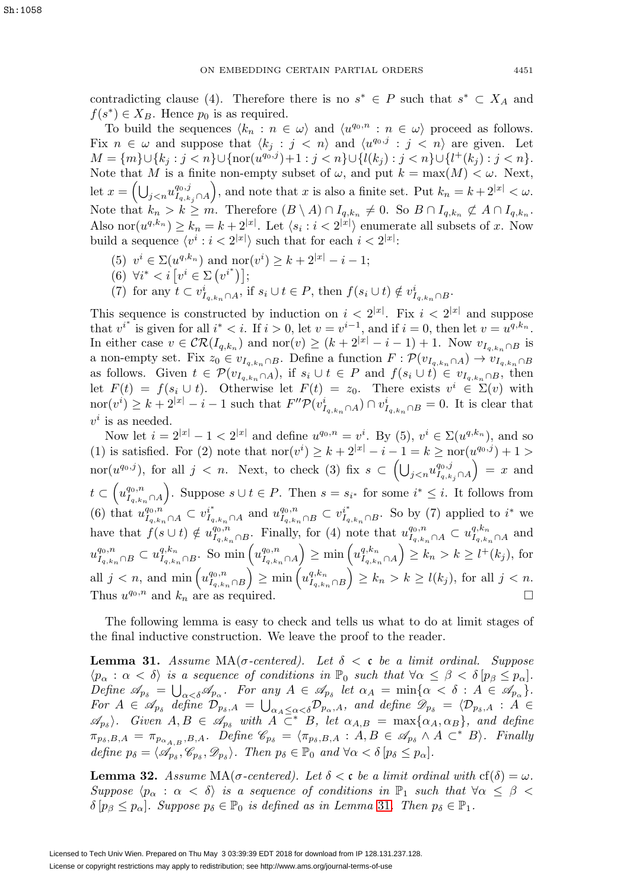contradicting clause (4). Therefore there is no $s^* \in P$ such that $s^* \subset X_A$ and $f(s^*) \in X_B$. Hence $p_0$ is as required.

To build the sequences $\langle k_n : n \in \omega\rangle$ and $\langle u^{q_0,n} : n \in \omega\rangle$ proceed as follows. Fix $n \in \omega$ and suppose that $\langle k_j : j < n\rangle$ and $\langle u^{q_0,j} : j < n\rangle$ are given. Let $M = \{m\} \cup \{k_j : j < n\} \cup \{\mathrm{nor}(u^{q_0,j}) + 1 : j < n\} \cup \{l(k_j) : j < n\} \cup \{l^+(k_j) : j < n\}$. Note that $M$ is a finite non-empty subset of $\omega$, and put $k = \max(M) < \omega$. Next, let $x = \left(\bigcup_{j<n} u^{q_0,j}_{I_{q,k_j} \cap A}\right)$, and note that $x$ is also a finite set. Put $k_n = k + 2^{|x|} < \omega$. Note that $k_n > k \geq m$. Therefore $(B \setminus A) \cap I_{q,k_n} \neq 0$. So $B \cap I_{q,k_n} \not\subset A \cap I_{q,k_n}$. Also $\mathrm{nor}(u^{q,k_n}) \geq k_n = k + 2^{|x|}$. Let $\langle s_i : i < 2^{|x|}\rangle$ enumerate all subsets of $x$. Now build a sequence $\langle v^i : i < 2^{|x|}\rangle$ such that for each $i < 2^{|x|}$:

(5) $v^i \in \Sigma(u^{q,k_n})$ and $\mathrm{nor}(v^i) \geq k + 2^{|x|} - i - 1$;

(6) $\forall i^* < i \left[v^i \in \Sigma\left(v^{i^*}\right)\right]$;

(7) for any $t \subset v^i_{I_{q,k_n} \cap A}$, if $s_i \cup t \in P$, then $f(s_i \cup t) \notin v^i_{I_{q,k_n} \cap B}$.

This sequence is constructed by induction on $i < 2^{|x|}$. Fix $i < 2^{|x|}$ and suppose that $v^{i^*}$ is given for all $i^* < i$. If $i > 0$, let $v = v^{i-1}$, and if $i = 0$, then let $v = u^{q,k_n}$. In either case $v \in \mathcal{CR}(I_{q,k_n})$ and $\mathrm{nor}(v) \geq (k + 2^{|x|} - i - 1) + 1$. Now $v_{I_{q,k_n} \cap B}$ is a non-empty set. Fix $z_0 \in v_{I_{q,k_n} \cap B}$. Define a function $F : \mathcal{P}(v_{I_{q,k_n} \cap A}) \to v_{I_{q,k_n} \cap B}$ as follows. Given $t \in \mathcal{P}(v_{I_{q,k_n} \cap A})$, if $s_i \cup t \in P$ and $f(s_i \cup t) \in v_{I_{q,k_n} \cap B}$, then let $F(t) = f(s_i \cup t)$. Otherwise let $F(t) = z_0$. There exists $v^i \in \Sigma(v)$ with $\mathrm{nor}(v^i) \geq k + 2^{|x|} - i - 1$ such that $F''\mathcal{P}(v^i_{I_{q,k_n} \cap A}) \cap v^i_{I_{q,k_n} \cap B} = 0$. It is clear that $v^i$ is as needed.

Now let $i = 2^{|x|} - 1 < 2^{|x|}$ and define $u^{q_0,n} = v^i$. By (5), $v^i \in \Sigma(u^{q,k_n})$, and so (1) is satisfied. For (2) note that $\mathrm{nor}(v^i) \geq k + 2^{|x|} - i - 1 = k \geq \mathrm{nor}(u^{q_0,j}) + 1 > \mathrm{nor}(u^{q_0,j})$, for all $j < n$. Next, to check (3) fix $s \subset \left(\bigcup_{j<n} u^{q_0,j}_{I_{q,k_j} \cap A}\right) = x$ and $t \subset \left(u^{q_0,n}_{I_{q,k_n} \cap A}\right)$. Suppose $s \cup t \in P$. Then $s = s_{i^*}$ for some $i^* \leq i$. It follows from (6) that $u^{q_0,n}_{I_{q,k_n} \cap A} \subset v^{i^*}_{I_{q,k_n} \cap A}$ and $u^{q_0,n}_{I_{q,k_n} \cap B} \subset v^{i^*}_{I_{q,k_n} \cap B}$. So by (7) applied to $i^*$ we have that $f(s \cup t) \notin u^{q_0,n}_{I_{q,k_n} \cap B}$. Finally, for (4) note that $u^{q_0,n}_{I_{q,k_n} \cap A} \subset u^{q,k_n}_{I_{q,k_n} \cap A}$ and $u^{q_0,n}_{I_{q,k_n} \cap B} \subset u^{q,k_n}_{I_{q,k_n} \cap B}$. So $\min\left(u^{q_0,n}_{I_{q,k_n} \cap A}\right) \geq \min\left(u^{q,k_n}_{I_{q,k_n} \cap A}\right) \geq k_n > k \geq l^+(k_j)$, for all $j < n$, and $\min\left(u^{q_0,n}_{I_{q,k_n} \cap B}\right) \geq \min\left(u^{q,k_n}_{I_{q,k_n} \cap B}\right) \geq k_n > k \geq l(k_j)$, for all $j < n$. Thus $u^{q_0,n}$ and $k_n$ are as required. $\square$

The following lemma is easy to check and tells us what to do at limit stages of the final inductive construction. We leave the proof to the reader.

**Lemma 31.** *Assume* MA($\sigma$-*centered*). *Let $\delta < \mathfrak{c}$ be a limit ordinal. Suppose $\langle p_\alpha : \alpha < \delta\rangle$ is a sequence of conditions in $\mathbb{P}_0$ such that $\forall \alpha \leq \beta < \delta \left[p_\beta \leq p_\alpha\right]$. Define $\mathscr{A}_{p_\delta} = \bigcup_{\alpha<\delta} \mathscr{A}_{p_\alpha}$. For any $A \in \mathscr{A}_{p_\delta}$ let $\alpha_A = \min\{\alpha < \delta : A \in \mathscr{A}_{p_\alpha}\}$. For $A \in \mathscr{A}_{p_\delta}$ define $\mathcal{D}_{p_\delta,A} = \bigcup_{\alpha_A \leq \alpha < \delta} \mathcal{D}_{p_\alpha,A}$, and define $\mathscr{D}_{p_\delta} = \langle \mathcal{D}_{p_\delta,A} : A \in \mathscr{A}_{p_\delta}\rangle$. Given $A, B \in \mathscr{A}_{p_\delta}$ with $A \subset^* B$, let $\alpha_{A,B} = \max\{\alpha_A, \alpha_B\}$, and define $\pi_{p_\delta,B,A} = \pi_{p_{\alpha_{A,B}},B,A}$. Define $\mathscr{C}_{p_\delta} = \langle \pi_{p_\delta,B,A} : A, B \in \mathscr{A}_{p_\delta} \wedge A \subset^* B\rangle$. Finally define $p_\delta = \langle \mathscr{A}_{p_\delta}, \mathscr{C}_{p_\delta}, \mathscr{D}_{p_\delta}\rangle$. Then $p_\delta \in \mathbb{P}_0$ and $\forall \alpha < \delta \left[p_\delta \leq p_\alpha\right]$.*

**Lemma 32.** *Assume* MA($\sigma$-*centered*). *Let $\delta < \mathfrak{c}$ be a limit ordinal with $\mathrm{cf}(\delta) = \omega$. Suppose $\langle p_\alpha : \alpha < \delta\rangle$ is a sequence of conditions in $\mathbb{P}_1$ such that $\forall \alpha \leq \beta < \delta \left[p_\beta \leq p_\alpha\right]$. Suppose $p_\delta \in \mathbb{P}_0$ is defined as in Lemma 31. Then $p_\delta \in \mathbb{P}_1$.*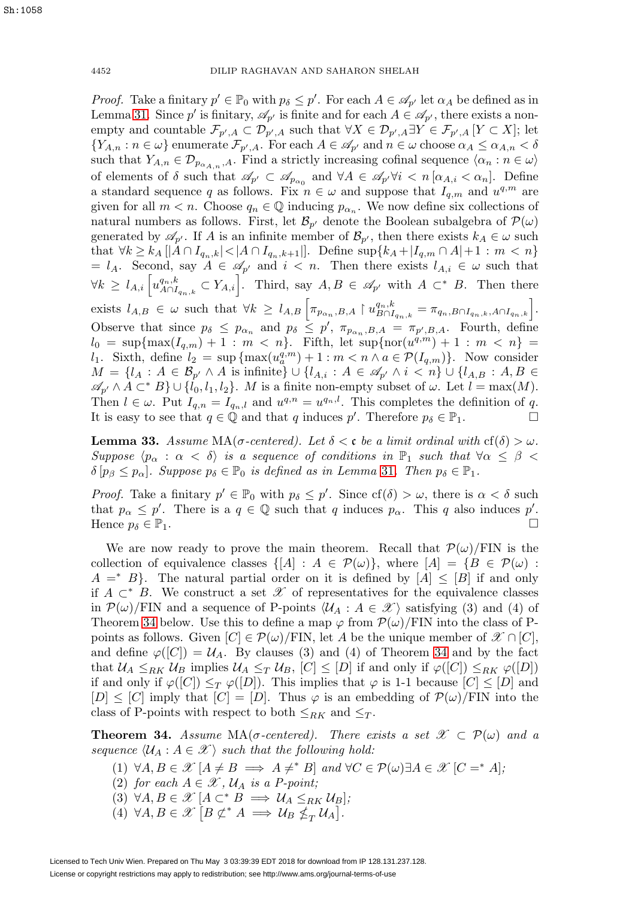*Proof.* Take a finitary $p' \in \mathbb{P}_0$ with $p_\delta \leq p'$. For each $A \in \mathscr{A}_{p'}$ let $\alpha_A$ be defined as in Lemma 31. Since $p'$ is finitary, $\mathscr{A}_{p'}$ is finite and for each $A \in \mathscr{A}_{p'}$, there exists a non-empty and countable $\mathcal{F}_{p',A} \subset \mathcal{D}_{p',A}$ such that $\forall X \in \mathcal{D}_{p',A} \exists Y \in \mathcal{F}_{p',A} [Y \subset X]$; let $\{Y_{A,n} : n \in \omega\}$ enumerate $\mathcal{F}_{p',A}$. For each $A \in \mathscr{A}_{p'}$ and $n \in \omega$ choose $\alpha_A \leq \alpha_{A,n} < \delta$ such that $Y_{A,n} \in \mathcal{D}_{p_{\alpha_{A,n}},A}$. Find a strictly increasing cofinal sequence $\langle \alpha_n : n \in \omega \rangle$ of elements of $\delta$ such that $\mathscr{A}_{p'} \subset \mathscr{A}_{p_{\alpha_0}}$ and $\forall A \in \mathscr{A}_{p'} \forall i < n \, [\alpha_{A,i} < \alpha_n]$. Define a standard sequence $q$ as follows. Fix $n \in \omega$ and suppose that $I_{q,m}$ and $u^{q,m}$ are given for all $m < n$. Choose $q_n \in \mathbb{Q}$ inducing $p_{\alpha_n}$. We now define six collections of natural numbers as follows. First, let $\mathcal{B}_{p'}$ denote the Boolean subalgebra of $\mathcal{P}(\omega)$ generated by $\mathscr{A}_{p'}$. If $A$ is an infinite member of $\mathcal{B}_{p'}$, then there exists $k_A \in \omega$ such that $\forall k \geq k_A \, [|A \cap I_{q_n,k}| < |A \cap I_{q_n,k+1}|]$. Define $\sup\{k_A + |I_{q,m} \cap A| + 1 : m < n\} = l_A$. Second, say $A \in \mathscr{A}_{p'}$ and $i < n$. Then there exists $l_{A,i} \in \omega$ such that $\forall k \geq l_{A,i} \left[ u^{q_n,k}_{A \cap I_{q_n,k}} \subset Y_{A,i} \right]$. Third, say $A, B \in \mathscr{A}_{p'}$ with $A \subset^* B$. Then there exists $l_{A,B} \in \omega$ such that $\forall k \geq l_{A,B} \left[ \pi_{p_{\alpha_n},B,A} \restriction u^{q_n,k}_{B \cap I_{q_n,k}} = \pi_{q_n, B \cap I_{q_n,k}, A \cap I_{q_n,k}} \right]$. Observe that since $p_\delta \leq p_{\alpha_n}$ and $p_\delta \leq p'$, $\pi_{p_{\alpha_n},B,A} = \pi_{p',B,A}$. Fourth, define $l_0 = \sup\{\max(I_{q,m}) + 1 : m < n\}$. Fifth, let $\sup\{\mathrm{nor}(u^{q,m}) + 1 : m < n\} = l_1$. Sixth, define $l_2 = \sup\{\max(u^{q,m}_a) + 1 : m < n \wedge a \in \mathcal{P}(I_{q,m})\}$. Now consider $M = \{l_A : A \in \mathcal{B}_{p'} \wedge A \text{ is infinite}\} \cup \{l_{A,i} : A \in \mathscr{A}_{p'} \wedge i < n\} \cup \{l_{A,B} : A, B \in \mathscr{A}_{p'} \wedge A \subset^* B\} \cup \{l_0, l_1, l_2\}$. $M$ is a finite non-empty subset of $\omega$. Let $l = \max(M)$. Then $l \in \omega$. Put $I_{q,n} = I_{q_n,l}$ and $u^{q,n} = u^{q_n,l}$. This completes the definition of $q$. It is easy to see that $q \in \mathbb{Q}$ and that $q$ induces $p'$. Therefore $p_\delta \in \mathbb{P}_1$. □

**Lemma 33.** *Assume* MA($\sigma$-*centered*). *Let $\delta < \mathfrak{c}$ be a limit ordinal with $\mathrm{cf}(\delta) > \omega$. Suppose $\langle p_\alpha : \alpha < \delta \rangle$ is a sequence of conditions in $\mathbb{P}_1$ such that $\forall \alpha \leq \beta < \delta \, [p_\beta \leq p_\alpha]$. Suppose $p_\delta \in \mathbb{P}_0$ is defined as in Lemma 31. Then $p_\delta \in \mathbb{P}_1$.*

*Proof.* Take a finitary $p' \in \mathbb{P}_0$ with $p_\delta \leq p'$. Since $\mathrm{cf}(\delta) > \omega$, there is $\alpha < \delta$ such that $p_\alpha \leq p'$. There is a $q \in \mathbb{Q}$ such that $q$ induces $p_\alpha$. This $q$ also induces $p'$. Hence $p_\delta \in \mathbb{P}_1$. □

We are now ready to prove the main theorem. Recall that $\mathcal{P}(\omega)/\mathrm{FIN}$ is the collection of equivalence classes $\{[A] : A \in \mathcal{P}(\omega)\}$, where $[A] = \{B \in \mathcal{P}(\omega) : A =^* B\}$. The natural partial order on it is defined by $[A] \leq [B]$ if and only if $A \subset^* B$. We construct a set $\mathscr{X}$ of representatives for the equivalence classes in $\mathcal{P}(\omega)/\mathrm{FIN}$ and a sequence of P-points $\langle \mathcal{U}_A : A \in \mathscr{X} \rangle$ satisfying (3) and (4) of Theorem 34 below. Use this to define a map $\varphi$ from $\mathcal{P}(\omega)/\mathrm{FIN}$ into the class of P-points as follows. Given $[C] \in \mathcal{P}(\omega)/\mathrm{FIN}$, let $A$ be the unique member of $\mathscr{X} \cap [C]$, and define $\varphi([C]) = \mathcal{U}_A$. By clauses (3) and (4) of Theorem 34 and by the fact that $\mathcal{U}_A \leq_{RK} \mathcal{U}_B$ implies $\mathcal{U}_A \leq_T \mathcal{U}_B$, $[C] \leq [D]$ if and only if $\varphi([C]) \leq_{RK} \varphi([D])$ if and only if $\varphi([C]) \leq_T \varphi([D])$. This implies that $\varphi$ is 1-1 because $[C] \leq [D]$ and $[D] \leq [C]$ imply that $[C] = [D]$. Thus $\varphi$ is an embedding of $\mathcal{P}(\omega)/\mathrm{FIN}$ into the class of P-points with respect to both $\leq_{RK}$ and $\leq_T$.

**Theorem 34.** *Assume* MA($\sigma$-*centered*). *There exists a set $\mathscr{X} \subset \mathcal{P}(\omega)$ and a sequence $\langle \mathcal{U}_A : A \in \mathscr{X} \rangle$ such that the following hold:*

1. $\forall A, B \in \mathscr{X} \, [A \neq B \implies A \neq^* B]$ *and* $\forall C \in \mathcal{P}(\omega) \exists A \in \mathscr{X} \, [C =^* A]$;
2. *for each $A \in \mathscr{X}$, $\mathcal{U}_A$ is a P-point;*
3. $\forall A, B \in \mathscr{X} \, [A \subset^* B \implies \mathcal{U}_A \leq_{RK} \mathcal{U}_B]$;
4. $\forall A, B \in \mathscr{X} \left[ B \not\subset^* A \implies \mathcal{U}_B \not\leq_T \mathcal{U}_A \right]$.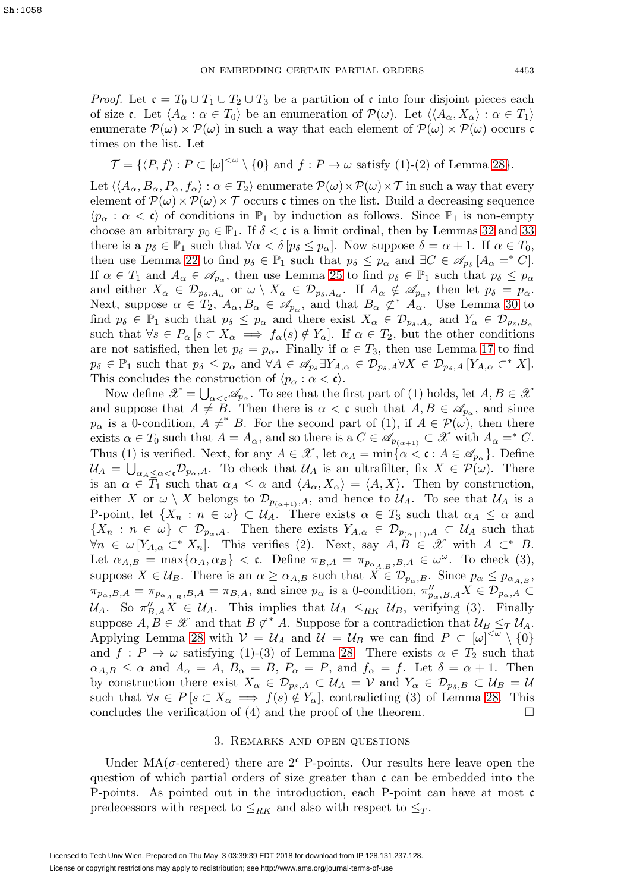*Proof.* Let $\mathfrak{c} = T_0 \cup T_1 \cup T_2 \cup T_3$ be a partition of $\mathfrak{c}$ into four disjoint pieces each of size $\mathfrak{c}$. Let $\langle A_\alpha : \alpha \in T_0 \rangle$ be an enumeration of $\mathcal{P}(\omega)$. Let $\langle \langle A_\alpha, X_\alpha \rangle : \alpha \in T_1 \rangle$ enumerate $\mathcal{P}(\omega) \times \mathcal{P}(\omega)$ in such a way that each element of $\mathcal{P}(\omega) \times \mathcal{P}(\omega)$ occurs $\mathfrak{c}$ times on the list. Let

$$\mathcal{T} = \{\langle P, f \rangle : P \subset [\omega]^{<\omega} \setminus \{0\} \text{ and } f : P \to \omega \text{ satisfy (1)-(2) of Lemma 28}\}.$$

Let $\langle \langle A_\alpha, B_\alpha, P_\alpha, f_\alpha \rangle : \alpha \in T_2 \rangle$ enumerate $\mathcal{P}(\omega) \times \mathcal{P}(\omega) \times \mathcal{T}$ in such a way that every element of $\mathcal{P}(\omega) \times \mathcal{P}(\omega) \times \mathcal{T}$ occurs $\mathfrak{c}$ times on the list. Build a decreasing sequence $\langle p_\alpha : \alpha < \mathfrak{c} \rangle$ of conditions in $\mathbb{P}_1$ by induction as follows. Since $\mathbb{P}_1$ is non-empty choose an arbitrary $p_0 \in \mathbb{P}_1$. If $\delta < \mathfrak{c}$ is a limit ordinal, then by Lemmas 32 and 33 there is a $p_\delta \in \mathbb{P}_1$ such that $\forall \alpha < \delta \, [p_\delta \leq p_\alpha]$. Now suppose $\delta = \alpha + 1$. If $\alpha \in T_0$, then use Lemma 22 to find $p_\delta \in \mathbb{P}_1$ such that $p_\delta \leq p_\alpha$ and $\exists C \in \mathscr{A}_{p_\delta} \, [A_\alpha =^* C]$. If $\alpha \in T_1$ and $A_\alpha \in \mathscr{A}_{p_\alpha}$, then use Lemma 25 to find $p_\delta \in \mathbb{P}_1$ such that $p_\delta \leq p_\alpha$ and either $X_\alpha \in \mathcal{D}_{p_\delta, A_\alpha}$ or $\omega \setminus X_\alpha \in \mathcal{D}_{p_\delta, A_\alpha}$. If $A_\alpha \notin \mathscr{A}_{p_\alpha}$, then let $p_\delta = p_\alpha$. Next, suppose $\alpha \in T_2$, $A_\alpha, B_\alpha \in \mathscr{A}_{p_\alpha}$, and that $B_\alpha \not\subset^* A_\alpha$. Use Lemma 30 to find $p_\delta \in \mathbb{P}_1$ such that $p_\delta \leq p_\alpha$ and there exist $X_\alpha \in \mathcal{D}_{p_\delta, A_\alpha}$ and $Y_\alpha \in \mathcal{D}_{p_\delta, B_\alpha}$ such that $\forall s \in P_\alpha \, [s \subset X_\alpha \implies f_\alpha(s) \notin Y_\alpha]$. If $\alpha \in T_2$, but the other conditions are not satisfied, then let $p_\delta = p_\alpha$. Finally if $\alpha \in T_3$, then use Lemma 17 to find $p_\delta \in \mathbb{P}_1$ such that $p_\delta \leq p_\alpha$ and $\forall A \in \mathscr{A}_{p_\delta} \exists Y_{A,\alpha} \in \mathcal{D}_{p_\delta, A} \forall X \in \mathcal{D}_{p_\delta, A} \, [Y_{A,\alpha} \subset^* X]$. This concludes the construction of $\langle p_\alpha : \alpha < \mathfrak{c} \rangle$.

Now define $\mathscr{X} = \bigcup_{\alpha < \mathfrak{c}} \mathscr{A}_{p_\alpha}$. To see that the first part of (1) holds, let $A, B \in \mathscr{X}$ and suppose that $A \neq B$. Then there is $\alpha < \mathfrak{c}$ such that $A, B \in \mathscr{A}_{p_\alpha}$, and since $p_\alpha$ is a 0-condition, $A \neq^* B$. For the second part of (1), if $A \in \mathcal{P}(\omega)$, then there exists $\alpha \in T_0$ such that $A = A_\alpha$, and so there is a $C \in \mathscr{A}_{p_{(\alpha+1)}} \subset \mathscr{X}$ with $A_\alpha =^* C$. Thus (1) is verified. Next, for any $A \in \mathscr{X}$, let $\alpha_A = \min\{\alpha < \mathfrak{c} : A \in \mathscr{A}_{p_\alpha}\}$. Define $\mathcal{U}_A = \bigcup_{\alpha_A \leq \alpha < \mathfrak{c}} \mathcal{D}_{p_\alpha, A}$. To check that $\mathcal{U}_A$ is an ultrafilter, fix $X \in \mathcal{P}(\omega)$. There is an $\alpha \in T_1$ such that $\alpha_A \leq \alpha$ and $\langle A_\alpha, X_\alpha \rangle = \langle A, X \rangle$. Then by construction, either $X$ or $\omega \setminus X$ belongs to $\mathcal{D}_{p_{(\alpha+1)}, A}$, and hence to $\mathcal{U}_A$. To see that $\mathcal{U}_A$ is a P-point, let $\{X_n : n \in \omega\} \subset \mathcal{U}_A$. There exists $\alpha \in T_3$ such that $\alpha_A \leq \alpha$ and $\{X_n : n \in \omega\} \subset \mathcal{D}_{p_\alpha, A}$. Then there exists $Y_{A,\alpha} \in \mathcal{D}_{p_{(\alpha+1)}, A} \subset \mathcal{U}_A$ such that $\forall n \in \omega \, [Y_{A,\alpha} \subset^* X_n]$. This verifies (2). Next, say $A, B \in \mathscr{X}$ with $A \subset^* B$. Let $\alpha_{A,B} = \max\{\alpha_A, \alpha_B\} < \mathfrak{c}$. Define $\pi_{B,A} = \pi_{p_{\alpha_{A,B}}, B, A} \in \omega^\omega$. To check (3), suppose $X \in \mathcal{U}_B$. There is an $\alpha \geq \alpha_{A,B}$ such that $X \in \mathcal{D}_{p_\alpha, B}$. Since $p_\alpha \leq p_{\alpha_{A,B}}$, $\pi_{p_\alpha, B, A} = \pi_{p_{\alpha_{A,B}}, B, A} = \pi_{B,A}$, and since $p_\alpha$ is a 0-condition, $\pi''_{p_\alpha, B, A} X \in \mathcal{D}_{p_\alpha, A} \subset \mathcal{U}_A$. So $\pi''_{B,A} X \in \mathcal{U}_A$. This implies that $\mathcal{U}_A \leq_{RK} \mathcal{U}_B$, verifying (3). Finally suppose $A, B \in \mathscr{X}$ and that $B \not\subset^* A$. Suppose for a contradiction that $\mathcal{U}_B \leq_T \mathcal{U}_A$. Applying Lemma 28 with $\mathcal{V} = \mathcal{U}_A$ and $\mathcal{U} = \mathcal{U}_B$ we can find $P \subset [\omega]^{<\omega} \setminus \{0\}$ and $f : P \to \omega$ satisfying (1)-(3) of Lemma 28. There exists $\alpha \in T_2$ such that $\alpha_{A,B} \leq \alpha$ and $A_\alpha = A$, $B_\alpha = B$, $P_\alpha = P$, and $f_\alpha = f$. Let $\delta = \alpha + 1$. Then by construction there exist $X_\alpha \in \mathcal{D}_{p_\delta, A} \subset \mathcal{U}_A = \mathcal{V}$ and $Y_\alpha \in \mathcal{D}_{p_\delta, B} \subset \mathcal{U}_B = \mathcal{U}$ such that $\forall s \in P \, [s \subset X_\alpha \implies f(s) \notin Y_\alpha]$, contradicting (3) of Lemma 28. This concludes the verification of (4) and the proof of the theorem. $\square$

## 3. Remarks and open questions

Under MA($\sigma$-centered) there are $2^{\mathfrak{c}}$ P-points. Our results here leave open the question of which partial orders of size greater than $\mathfrak{c}$ can be embedded into the P-points. As pointed out in the introduction, each P-point can have at most $\mathfrak{c}$ predecessors with respect to $\leq_{RK}$ and also with respect to $\leq_T$.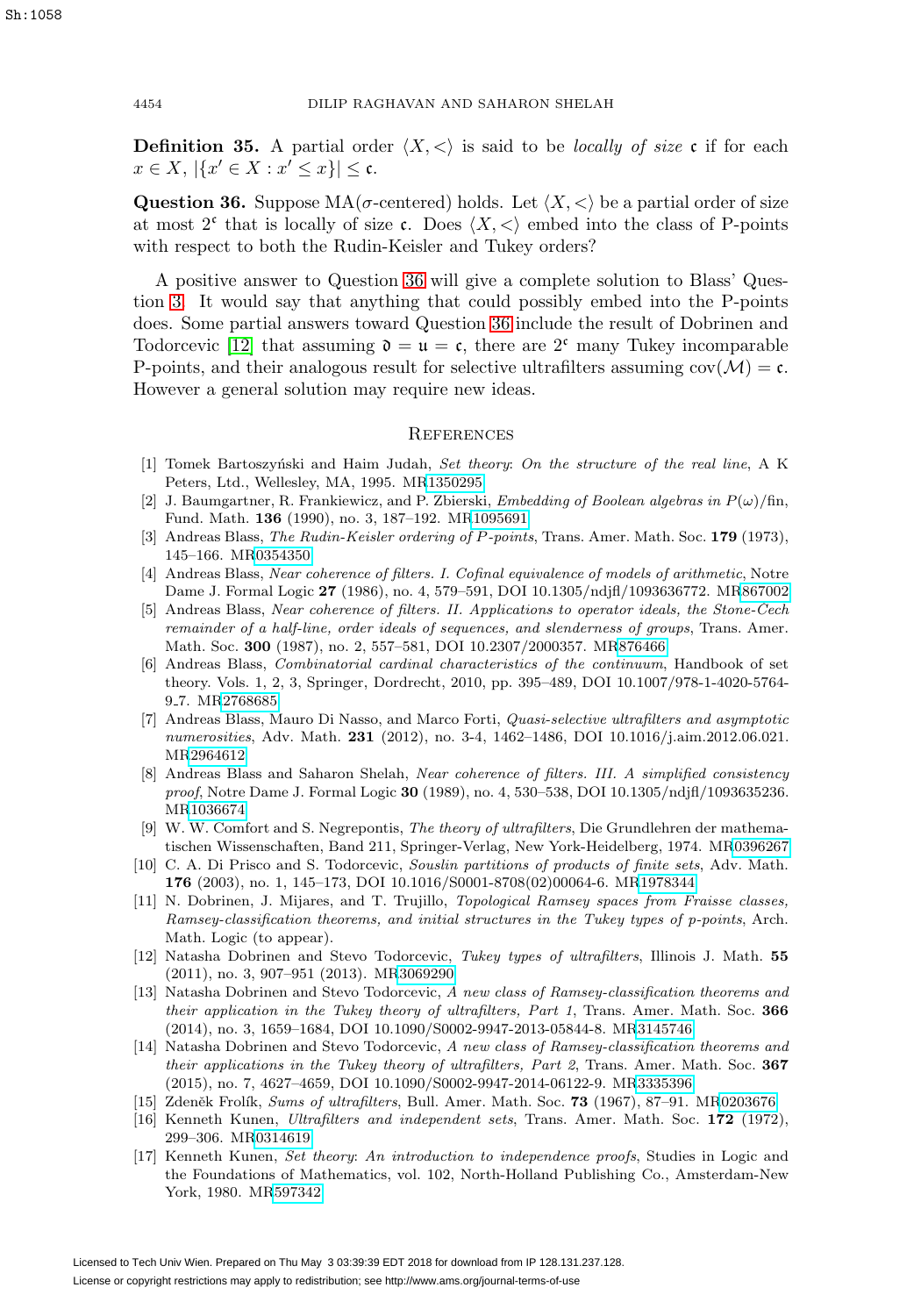**Definition 35.** A partial order $\langle X, < \rangle$ is said to be *locally of size* $\mathfrak{c}$ if for each $x \in X$, $|\{x' \in X : x' \leq x\}| \leq \mathfrak{c}$.

**Question 36.** Suppose MA($\sigma$-centered) holds. Let $\langle X, < \rangle$ be a partial order of size at most $2^{\mathfrak{c}}$ that is locally of size $\mathfrak{c}$. Does $\langle X, < \rangle$ embed into the class of P-points with respect to both the Rudin-Keisler and Tukey orders?

A positive answer to Question 36 will give a complete solution to Blass' Question 3. It would say that anything that could possibly embed into the P-points does. Some partial answers toward Question 36 include the result of Dobrinen and Todorcevic [12] that assuming $\mathfrak{d} = \mathfrak{u} = \mathfrak{c}$, there are $2^{\mathfrak{c}}$ many Tukey incomparable P-points, and their analogous result for selective ultrafilters assuming $\mathrm{cov}(\mathcal{M}) = \mathfrak{c}$. However a general solution may require new ideas.

## References

[1] Tomek Bartoszyński and Haim Judah, *Set theory: On the structure of the real line*, A K Peters, Ltd., Wellesley, MA, 1995. MR1350295

[2] J. Baumgartner, R. Frankiewicz, and P. Zbierski, *Embedding of Boolean algebras in $P(\omega)$/fin*, Fund. Math. **136** (1990), no. 3, 187–192. MR1095691

[3] Andreas Blass, *The Rudin-Keisler ordering of P-points*, Trans. Amer. Math. Soc. **179** (1973), 145–166. MR0354350

[4] Andreas Blass, *Near coherence of filters. I. Cofinal equivalence of models of arithmetic*, Notre Dame J. Formal Logic **27** (1986), no. 4, 579–591, DOI 10.1305/ndjfl/1093636772. MR867002

[5] Andreas Blass, *Near coherence of filters. II. Applications to operator ideals, the Stone-Čech remainder of a half-line, order ideals of sequences, and slenderness of groups*, Trans. Amer. Math. Soc. **300** (1987), no. 2, 557–581, DOI 10.2307/2000357. MR876466

[6] Andreas Blass, *Combinatorial cardinal characteristics of the continuum*, Handbook of set theory. Vols. 1, 2, 3, Springer, Dordrecht, 2010, pp. 395–489, DOI 10.1007/978-1-4020-5764-9_7. MR2768685

[7] Andreas Blass, Mauro Di Nasso, and Marco Forti, *Quasi-selective ultrafilters and asymptotic numerosities*, Adv. Math. **231** (2012), no. 3-4, 1462–1486, DOI 10.1016/j.aim.2012.06.021. MR2964612

[8] Andreas Blass and Saharon Shelah, *Near coherence of filters. III. A simplified consistency proof*, Notre Dame J. Formal Logic **30** (1989), no. 4, 530–538, DOI 10.1305/ndjfl/1093635236. MR1036674

[9] W. W. Comfort and S. Negrepontis, *The theory of ultrafilters*, Die Grundlehren der mathematischen Wissenschaften, Band 211, Springer-Verlag, New York-Heidelberg, 1974. MR0396267

[10] C. A. Di Prisco and S. Todorcevic, *Souslin partitions of products of finite sets*, Adv. Math. **176** (2003), no. 1, 145–173, DOI 10.1016/S0001-8708(02)00046-6. MR1978344

[11] N. Dobrinen, J. Mijares, and T. Trujillo, *Topological Ramsey spaces from Fraïsse classes, Ramsey-classification theorems, and initial structures in the Tukey types of p-points*, Arch. Math. Logic (to appear).

[12] Natasha Dobrinen and Stevo Todorcevic, *Tukey types of ultrafilters*, Illinois J. Math. **55** (2011), no. 3, 907–951 (2013). MR3069290

[13] Natasha Dobrinen and Stevo Todorcevic, *A new class of Ramsey-classification theorems and their application in the Tukey theory of ultrafilters, Part 1*, Trans. Amer. Math. Soc. **366** (2014), no. 3, 1659–1684, DOI 10.1090/S0002-9947-2013-05844-8. MR3145746

[14] Natasha Dobrinen and Stevo Todorcevic, *A new class of Ramsey-classification theorems and their applications in the Tukey theory of ultrafilters, Part 2*, Trans. Amer. Math. Soc. **367** (2015), no. 7, 4627–4659, DOI 10.1090/S0002-9947-2014-06122-9. MR3335396

[15] Zdeněk Frolík, *Sums of ultrafilters*, Bull. Amer. Math. Soc. **73** (1967), 87–91. MR0203676

[16] Kenneth Kunen, *Ultrafilters and independent sets*, Trans. Amer. Math. Soc. **172** (1972), 299–306. MR0314619

[17] Kenneth Kunen, *Set theory: An introduction to independence proofs*, Studies in Logic and the Foundations of Mathematics, vol. 102, North-Holland Publishing Co., Amsterdam-New York, 1980. MR597342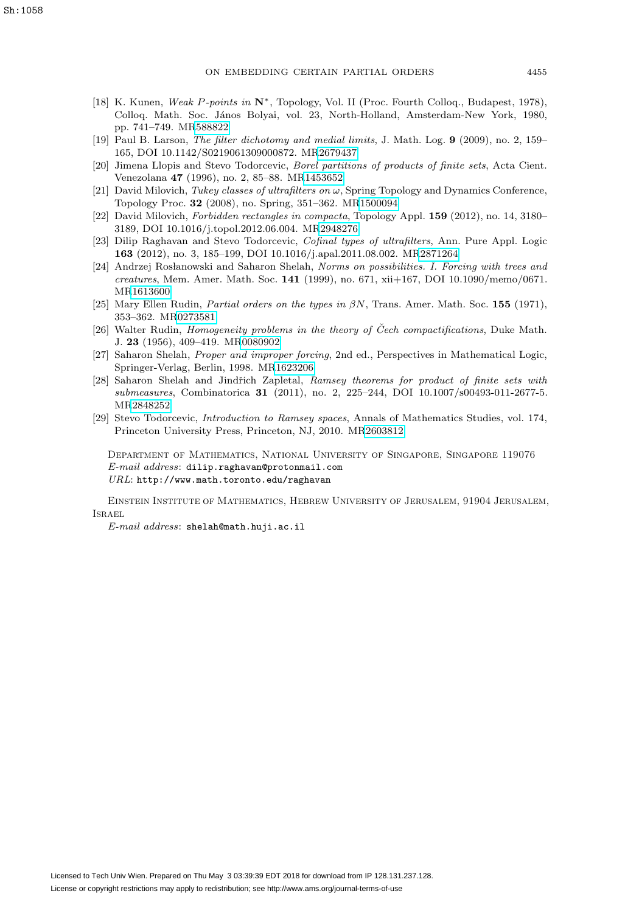[18] K. Kunen, *Weak P-points in* $\mathbf{N}^*$, Topology, Vol. II (Proc. Fourth Colloq., Budapest, 1978), Colloq. Math. Soc. János Bolyai, vol. 23, North-Holland, Amsterdam-New York, 1980, pp. 741–749. MR588822

[19] Paul B. Larson, *The filter dichotomy and medial limits*, J. Math. Log. **9** (2009), no. 2, 159–165, DOI 10.1142/S0219061309000872. MR2679437

[20] Jimena Llopis and Stevo Todorcevic, *Borel partitions of products of finite sets*, Acta Cient. Venezolana **47** (1996), no. 2, 85–88. MR1453652

[21] David Milovich, *Tukey classes of ultrafilters on* $\omega$, Spring Topology and Dynamics Conference, Topology Proc. **32** (2008), no. Spring, 351–362. MR1500094

[22] David Milovich, *Forbidden rectangles in compacta*, Topology Appl. **159** (2012), no. 14, 3180–3189, DOI 10.1016/j.topol.2012.06.004. MR2948276

[23] Dilip Raghavan and Stevo Todorcevic, *Cofinal types of ultrafilters*, Ann. Pure Appl. Logic **163** (2012), no. 3, 185–199, DOI 10.1016/j.apal.2011.08.002. MR2871264

[24] Andrzej Rosłanowski and Saharon Shelah, *Norms on possibilities. I. Forcing with trees and creatures*, Mem. Amer. Math. Soc. **141** (1999), no. 671, xii+167, DOI 10.1090/memo/0671. MR1613600

[25] Mary Ellen Rudin, *Partial orders on the types in* $\beta N$, Trans. Amer. Math. Soc. **155** (1971), 353–362. MR0273581

[26] Walter Rudin, *Homogeneity problems in the theory of Čech compactifications*, Duke Math. J. **23** (1956), 409–419. MR0080902

[27] Saharon Shelah, *Proper and improper forcing*, 2nd ed., Perspectives in Mathematical Logic, Springer-Verlag, Berlin, 1998. MR1623206

[28] Saharon Shelah and Jindřich Zapletal, *Ramsey theorems for product of finite sets with submeasures*, Combinatorica **31** (2011), no. 2, 225–244, DOI 10.1007/s00493-011-2677-5. MR2848252

[29] Stevo Todorcevic, *Introduction to Ramsey spaces*, Annals of Mathematics Studies, vol. 174, Princeton University Press, Princeton, NJ, 2010. MR2603812

Department of Mathematics, National University of Singapore, Singapore 119076
*E-mail address*: dilip.raghavan@protonmail.com
*URL*: http://www.math.toronto.edu/raghavan

Einstein Institute of Mathematics, Hebrew University of Jerusalem, 91904 Jerusalem, Israel
*E-mail address*: shelah@math.huji.ac.il